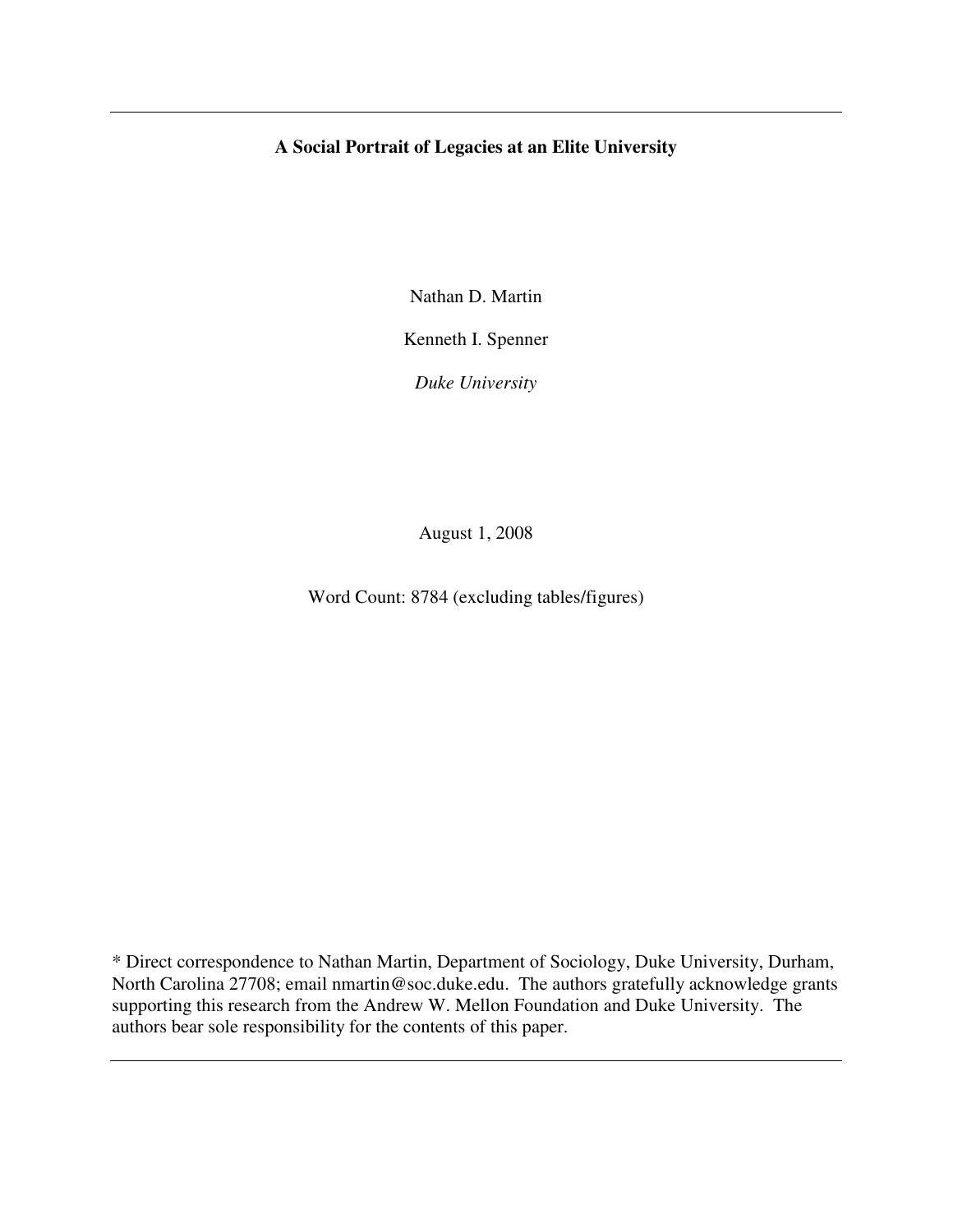**A Social Portrait of Legacies at an Elite University**

Nathan D. Martin

Kenneth I. Spenner

*Duke University*

August 1, 2008

Word Count: 8784 (excluding tables/figures)

* Direct correspondence to Nathan Martin, Department of Sociology, Duke University, Durham, North Carolina 27708; email nmartin@soc.duke.edu. The authors gratefully acknowledge grants supporting this research from the Andrew W. Mellon Foundation and Duke University. The authors bear sole responsibility for the contents of this paper.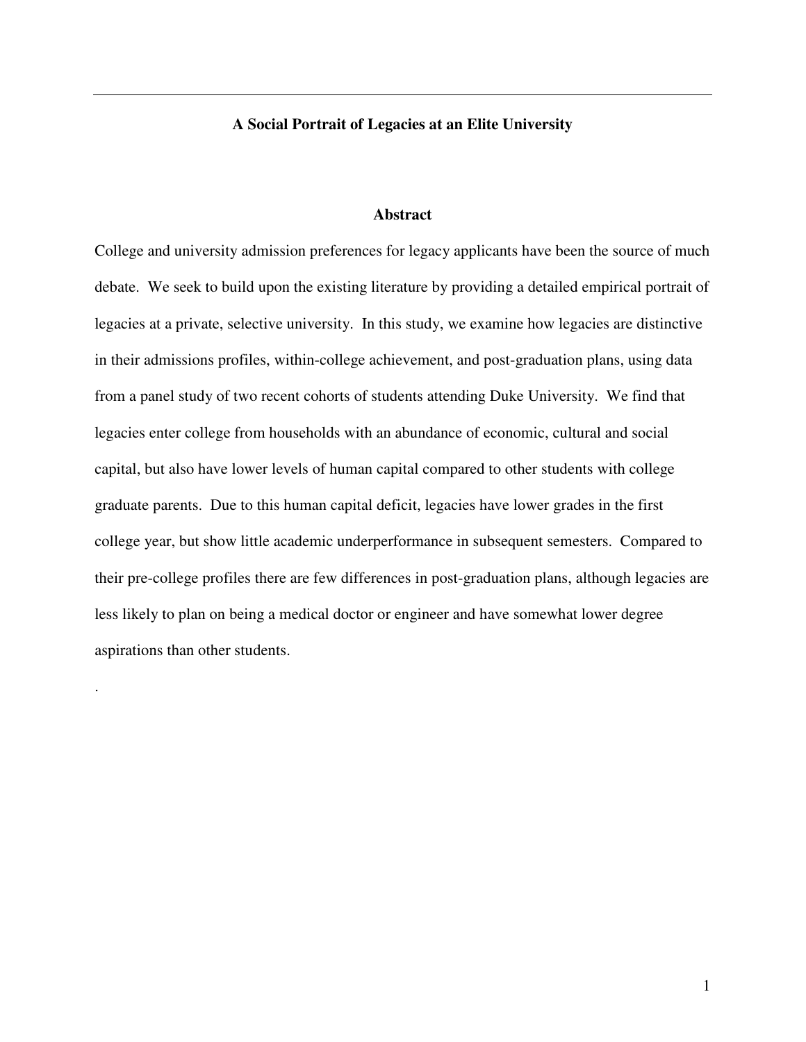**A Social Portrait of Legacies at an Elite University**

**Abstract**

College and university admission preferences for legacy applicants have been the source of much debate. We seek to build upon the existing literature by providing a detailed empirical portrait of legacies at a private, selective university. In this study, we examine how legacies are distinctive in their admissions profiles, within-college achievement, and post-graduation plans, using data from a panel study of two recent cohorts of students attending Duke University. We find that legacies enter college from households with an abundance of economic, cultural and social capital, but also have lower levels of human capital compared to other students with college graduate parents. Due to this human capital deficit, legacies have lower grades in the first college year, but show little academic underperformance in subsequent semesters. Compared to their pre-college profiles there are few differences in post-graduation plans, although legacies are less likely to plan on being a medical doctor or engineer and have somewhat lower degree aspirations than other students.

.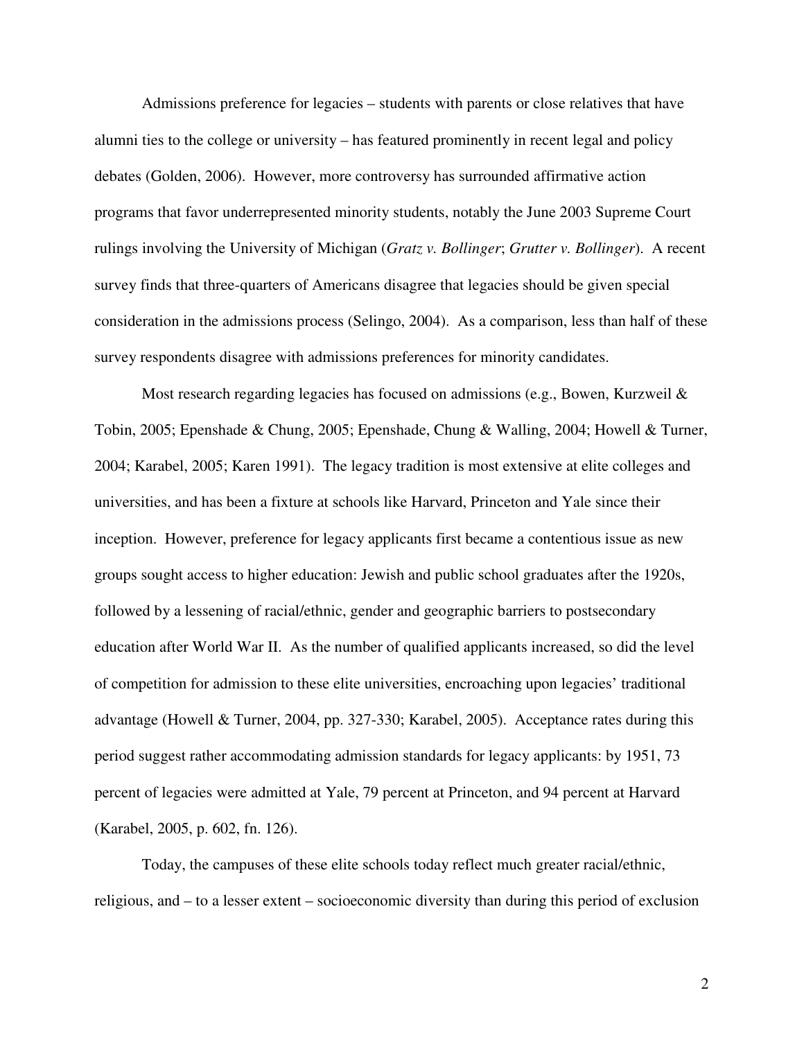Admissions preference for legacies – students with parents or close relatives that have alumni ties to the college or university – has featured prominently in recent legal and policy debates (Golden, 2006). However, more controversy has surrounded affirmative action programs that favor underrepresented minority students, notably the June 2003 Supreme Court rulings involving the University of Michigan (*Gratz v. Bollinger*; *Grutter v. Bollinger*). A recent survey finds that three-quarters of Americans disagree that legacies should be given special consideration in the admissions process (Selingo, 2004). As a comparison, less than half of these survey respondents disagree with admissions preferences for minority candidates.

Most research regarding legacies has focused on admissions (e.g., Bowen, Kurzweil & Tobin, 2005; Epenshade & Chung, 2005; Epenshade, Chung & Walling, 2004; Howell & Turner, 2004; Karabel, 2005; Karen 1991). The legacy tradition is most extensive at elite colleges and universities, and has been a fixture at schools like Harvard, Princeton and Yale since their inception. However, preference for legacy applicants first became a contentious issue as new groups sought access to higher education: Jewish and public school graduates after the 1920s, followed by a lessening of racial/ethnic, gender and geographic barriers to postsecondary education after World War II. As the number of qualified applicants increased, so did the level of competition for admission to these elite universities, encroaching upon legacies' traditional advantage (Howell & Turner, 2004, pp. 327-330; Karabel, 2005). Acceptance rates during this period suggest rather accommodating admission standards for legacy applicants: by 1951, 73 percent of legacies were admitted at Yale, 79 percent at Princeton, and 94 percent at Harvard (Karabel, 2005, p. 602, fn. 126).

Today, the campuses of these elite schools today reflect much greater racial/ethnic, religious, and – to a lesser extent – socioeconomic diversity than during this period of exclusion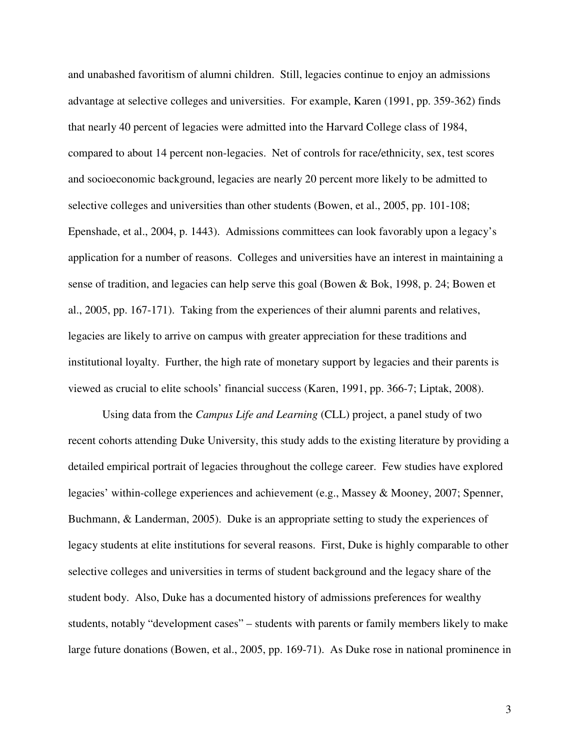and unabashed favoritism of alumni children. Still, legacies continue to enjoy an admissions advantage at selective colleges and universities. For example, Karen (1991, pp. 359-362) finds that nearly 40 percent of legacies were admitted into the Harvard College class of 1984, compared to about 14 percent non-legacies. Net of controls for race/ethnicity, sex, test scores and socioeconomic background, legacies are nearly 20 percent more likely to be admitted to selective colleges and universities than other students (Bowen, et al., 2005, pp. 101-108; Epenshade, et al., 2004, p. 1443). Admissions committees can look favorably upon a legacy's application for a number of reasons. Colleges and universities have an interest in maintaining a sense of tradition, and legacies can help serve this goal (Bowen & Bok, 1998, p. 24; Bowen et al., 2005, pp. 167-171). Taking from the experiences of their alumni parents and relatives, legacies are likely to arrive on campus with greater appreciation for these traditions and institutional loyalty. Further, the high rate of monetary support by legacies and their parents is viewed as crucial to elite schools' financial success (Karen, 1991, pp. 366-7; Liptak, 2008).

Using data from the *Campus Life and Learning* (CLL) project, a panel study of two recent cohorts attending Duke University, this study adds to the existing literature by providing a detailed empirical portrait of legacies throughout the college career. Few studies have explored legacies' within-college experiences and achievement (e.g., Massey & Mooney, 2007; Spenner, Buchmann, & Landerman, 2005). Duke is an appropriate setting to study the experiences of legacy students at elite institutions for several reasons. First, Duke is highly comparable to other selective colleges and universities in terms of student background and the legacy share of the student body. Also, Duke has a documented history of admissions preferences for wealthy students, notably "development cases" – students with parents or family members likely to make large future donations (Bowen, et al., 2005, pp. 169-71). As Duke rose in national prominence in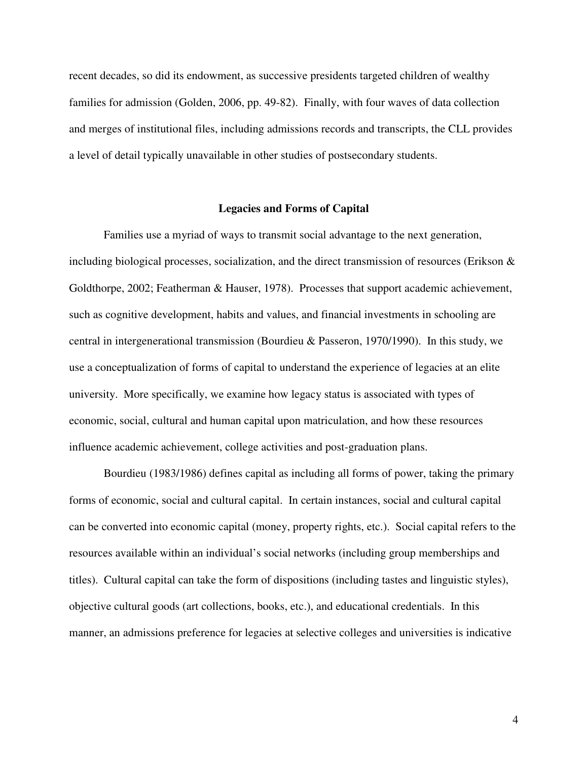recent decades, so did its endowment, as successive presidents targeted children of wealthy families for admission (Golden, 2006, pp. 49-82). Finally, with four waves of data collection and merges of institutional files, including admissions records and transcripts, the CLL provides a level of detail typically unavailable in other studies of postsecondary students.

## Legacies and Forms of Capital

Families use a myriad of ways to transmit social advantage to the next generation, including biological processes, socialization, and the direct transmission of resources (Erikson & Goldthorpe, 2002; Featherman & Hauser, 1978). Processes that support academic achievement, such as cognitive development, habits and values, and financial investments in schooling are central in intergenerational transmission (Bourdieu & Passeron, 1970/1990). In this study, we use a conceptualization of forms of capital to understand the experience of legacies at an elite university. More specifically, we examine how legacy status is associated with types of economic, social, cultural and human capital upon matriculation, and how these resources influence academic achievement, college activities and post-graduation plans.

Bourdieu (1983/1986) defines capital as including all forms of power, taking the primary forms of economic, social and cultural capital. In certain instances, social and cultural capital can be converted into economic capital (money, property rights, etc.). Social capital refers to the resources available within an individual's social networks (including group memberships and titles). Cultural capital can take the form of dispositions (including tastes and linguistic styles), objective cultural goods (art collections, books, etc.), and educational credentials. In this manner, an admissions preference for legacies at selective colleges and universities is indicative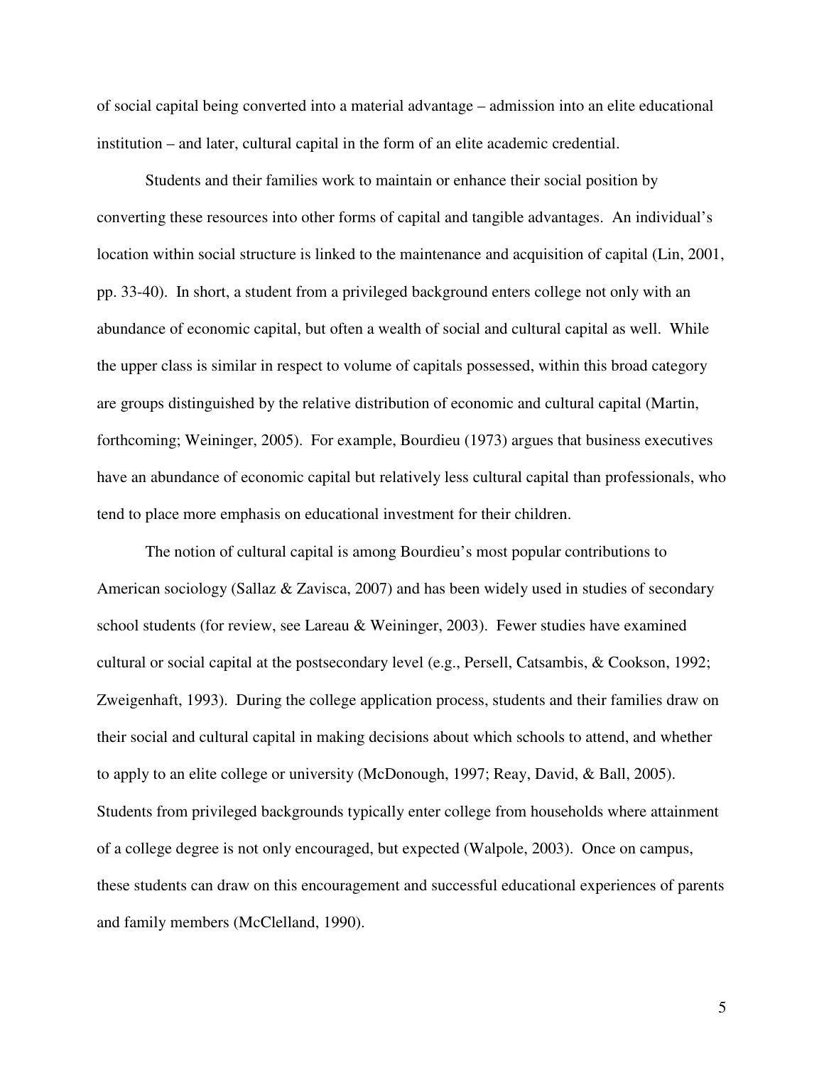of social capital being converted into a material advantage – admission into an elite educational institution – and later, cultural capital in the form of an elite academic credential.

Students and their families work to maintain or enhance their social position by converting these resources into other forms of capital and tangible advantages. An individual's location within social structure is linked to the maintenance and acquisition of capital (Lin, 2001, pp. 33-40). In short, a student from a privileged background enters college not only with an abundance of economic capital, but often a wealth of social and cultural capital as well. While the upper class is similar in respect to volume of capitals possessed, within this broad category are groups distinguished by the relative distribution of economic and cultural capital (Martin, forthcoming; Weininger, 2005). For example, Bourdieu (1973) argues that business executives have an abundance of economic capital but relatively less cultural capital than professionals, who tend to place more emphasis on educational investment for their children.

The notion of cultural capital is among Bourdieu's most popular contributions to American sociology (Sallaz & Zavisca, 2007) and has been widely used in studies of secondary school students (for review, see Lareau & Weininger, 2003). Fewer studies have examined cultural or social capital at the postsecondary level (e.g., Persell, Catsambis, & Cookson, 1992; Zweigenhaft, 1993). During the college application process, students and their families draw on their social and cultural capital in making decisions about which schools to attend, and whether to apply to an elite college or university (McDonough, 1997; Reay, David, & Ball, 2005). Students from privileged backgrounds typically enter college from households where attainment of a college degree is not only encouraged, but expected (Walpole, 2003). Once on campus, these students can draw on this encouragement and successful educational experiences of parents and family members (McClelland, 1990).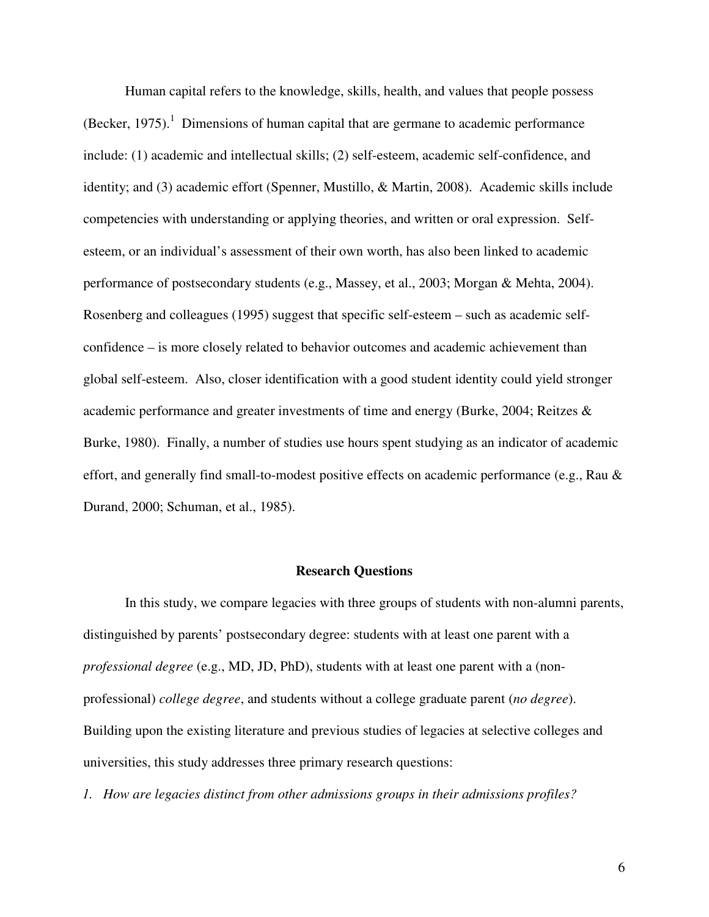Human capital refers to the knowledge, skills, health, and values that people possess (Becker, 1975).[1] Dimensions of human capital that are germane to academic performance include: (1) academic and intellectual skills; (2) self-esteem, academic self-confidence, and identity; and (3) academic effort (Spenner, Mustillo, & Martin, 2008). Academic skills include competencies with understanding or applying theories, and written or oral expression. Self-esteem, or an individual's assessment of their own worth, has also been linked to academic performance of postsecondary students (e.g., Massey, et al., 2003; Morgan & Mehta, 2004). Rosenberg and colleagues (1995) suggest that specific self-esteem – such as academic self-confidence – is more closely related to behavior outcomes and academic achievement than global self-esteem. Also, closer identification with a good student identity could yield stronger academic performance and greater investments of time and energy (Burke, 2004; Reitzes & Burke, 1980). Finally, a number of studies use hours spent studying as an indicator of academic effort, and generally find small-to-modest positive effects on academic performance (e.g., Rau & Durand, 2000; Schuman, et al., 1985).

## Research Questions

In this study, we compare legacies with three groups of students with non-alumni parents, distinguished by parents' postsecondary degree: students with at least one parent with a *professional degree* (e.g., MD, JD, PhD), students with at least one parent with a (non-professional) *college degree*, and students without a college graduate parent (*no degree*). Building upon the existing literature and previous studies of legacies at selective colleges and universities, this study addresses three primary research questions:

*1. How are legacies distinct from other admissions groups in their admissions profiles?*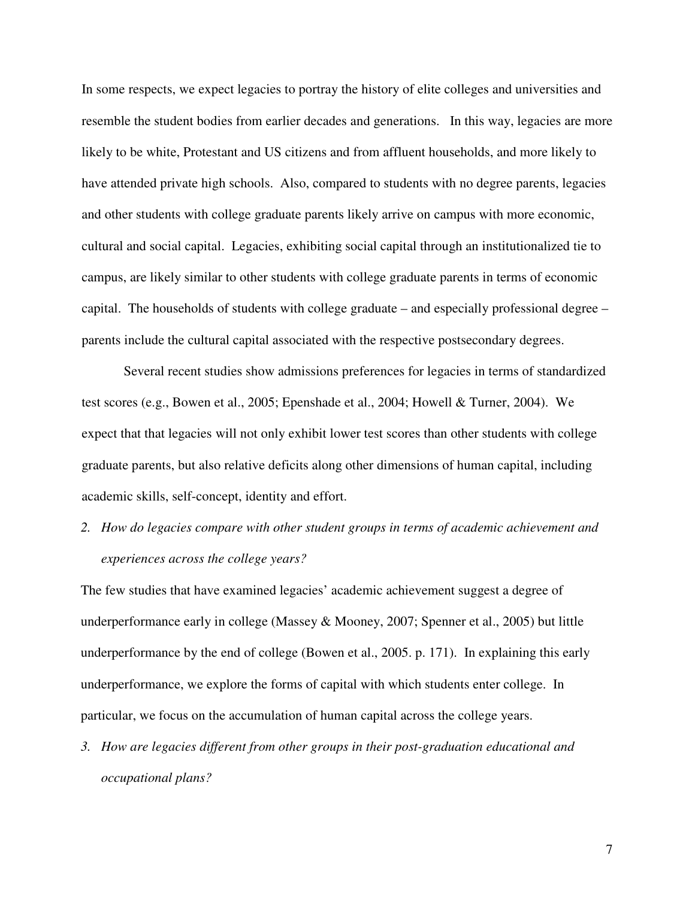In some respects, we expect legacies to portray the history of elite colleges and universities and resemble the student bodies from earlier decades and generations. In this way, legacies are more likely to be white, Protestant and US citizens and from affluent households, and more likely to have attended private high schools. Also, compared to students with no degree parents, legacies and other students with college graduate parents likely arrive on campus with more economic, cultural and social capital. Legacies, exhibiting social capital through an institutionalized tie to campus, are likely similar to other students with college graduate parents in terms of economic capital. The households of students with college graduate – and especially professional degree – parents include the cultural capital associated with the respective postsecondary degrees.

Several recent studies show admissions preferences for legacies in terms of standardized test scores (e.g., Bowen et al., 2005; Epenshade et al., 2004; Howell & Turner, 2004). We expect that that legacies will not only exhibit lower test scores than other students with college graduate parents, but also relative deficits along other dimensions of human capital, including academic skills, self-concept, identity and effort.

2. *How do legacies compare with other student groups in terms of academic achievement and experiences across the college years?*

The few studies that have examined legacies' academic achievement suggest a degree of underperformance early in college (Massey & Mooney, 2007; Spenner et al., 2005) but little underperformance by the end of college (Bowen et al., 2005. p. 171). In explaining this early underperformance, we explore the forms of capital with which students enter college. In particular, we focus on the accumulation of human capital across the college years.

3. *How are legacies different from other groups in their post-graduation educational and occupational plans?*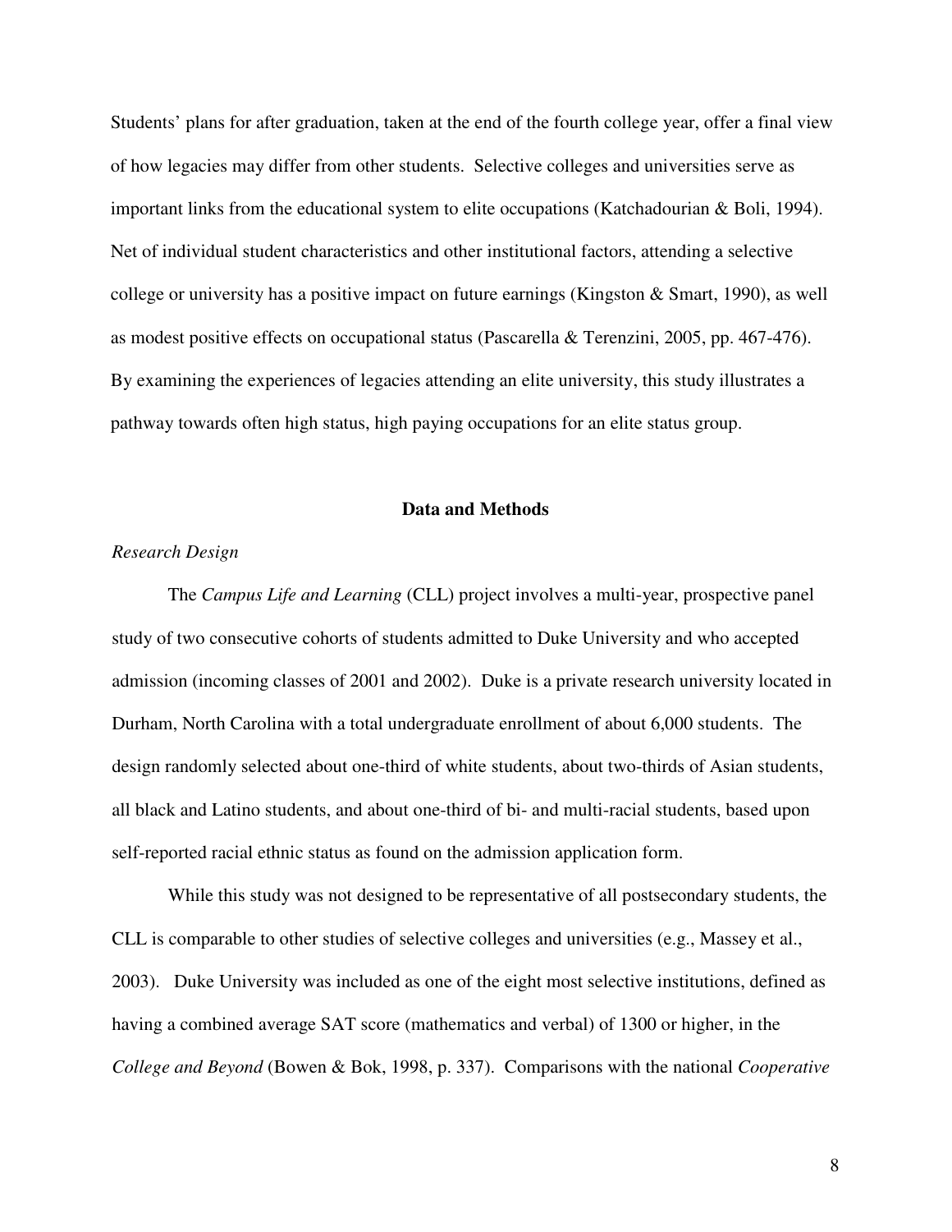Students' plans for after graduation, taken at the end of the fourth college year, offer a final view of how legacies may differ from other students. Selective colleges and universities serve as important links from the educational system to elite occupations (Katchadourian & Boli, 1994). Net of individual student characteristics and other institutional factors, attending a selective college or university has a positive impact on future earnings (Kingston & Smart, 1990), as well as modest positive effects on occupational status (Pascarella & Terenzini, 2005, pp. 467-476). By examining the experiences of legacies attending an elite university, this study illustrates a pathway towards often high status, high paying occupations for an elite status group.

## Data and Methods

### *Research Design*

The *Campus Life and Learning* (CLL) project involves a multi-year, prospective panel study of two consecutive cohorts of students admitted to Duke University and who accepted admission (incoming classes of 2001 and 2002). Duke is a private research university located in Durham, North Carolina with a total undergraduate enrollment of about 6,000 students. The design randomly selected about one-third of white students, about two-thirds of Asian students, all black and Latino students, and about one-third of bi- and multi-racial students, based upon self-reported racial ethnic status as found on the admission application form.

While this study was not designed to be representative of all postsecondary students, the CLL is comparable to other studies of selective colleges and universities (e.g., Massey et al., 2003). Duke University was included as one of the eight most selective institutions, defined as having a combined average SAT score (mathematics and verbal) of 1300 or higher, in the *College and Beyond* (Bowen & Bok, 1998, p. 337). Comparisons with the national *Cooperative*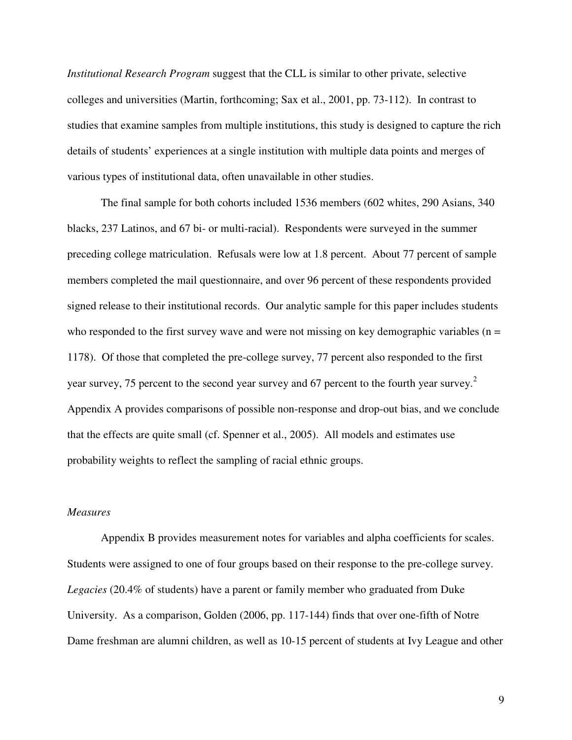*Institutional Research Program* suggest that the CLL is similar to other private, selective colleges and universities (Martin, forthcoming; Sax et al., 2001, pp. 73-112). In contrast to studies that examine samples from multiple institutions, this study is designed to capture the rich details of students' experiences at a single institution with multiple data points and merges of various types of institutional data, often unavailable in other studies.

The final sample for both cohorts included 1536 members (602 whites, 290 Asians, 340 blacks, 237 Latinos, and 67 bi- or multi-racial). Respondents were surveyed in the summer preceding college matriculation. Refusals were low at 1.8 percent. About 77 percent of sample members completed the mail questionnaire, and over 96 percent of these respondents provided signed release to their institutional records. Our analytic sample for this paper includes students who responded to the first survey wave and were not missing on key demographic variables (n = 1178). Of those that completed the pre-college survey, 77 percent also responded to the first year survey, 75 percent to the second year survey and 67 percent to the fourth year survey.[2] Appendix A provides comparisons of possible non-response and drop-out bias, and we conclude that the effects are quite small (cf. Spenner et al., 2005). All models and estimates use probability weights to reflect the sampling of racial ethnic groups.

### *Measures*

Appendix B provides measurement notes for variables and alpha coefficients for scales. Students were assigned to one of four groups based on their response to the pre-college survey. *Legacies* (20.4% of students) have a parent or family member who graduated from Duke University. As a comparison, Golden (2006, pp. 117-144) finds that over one-fifth of Notre Dame freshman are alumni children, as well as 10-15 percent of students at Ivy League and other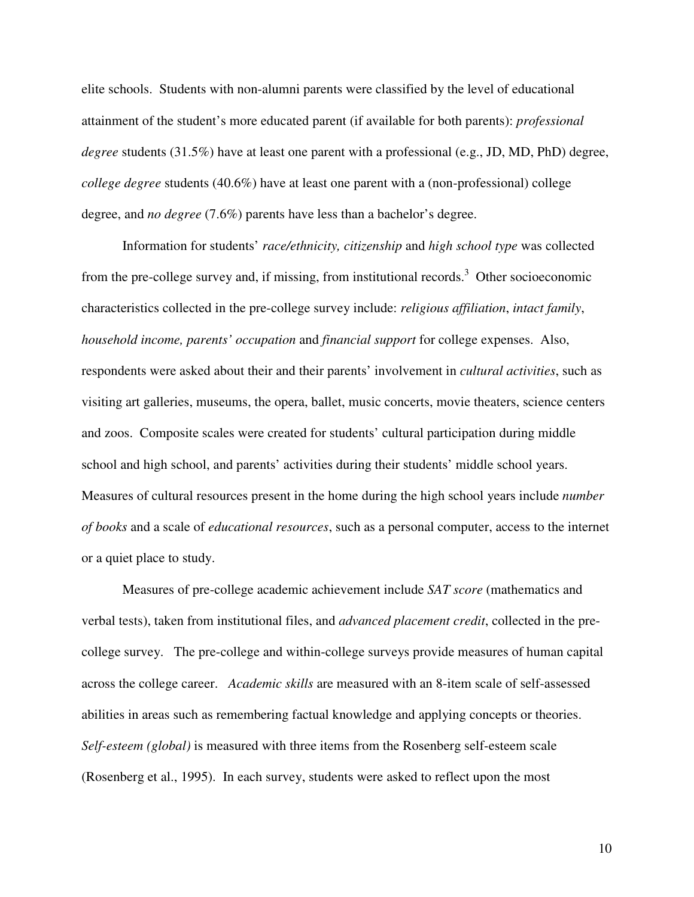elite schools. Students with non-alumni parents were classified by the level of educational attainment of the student's more educated parent (if available for both parents): *professional degree* students (31.5%) have at least one parent with a professional (e.g., JD, MD, PhD) degree, *college degree* students (40.6%) have at least one parent with a (non-professional) college degree, and *no degree* (7.6%) parents have less than a bachelor's degree.

Information for students' *race/ethnicity, citizenship* and *high school type* was collected from the pre-college survey and, if missing, from institutional records.[3] Other socioeconomic characteristics collected in the pre-college survey include: *religious affiliation*, *intact family*, *household income, parents' occupation* and *financial support* for college expenses. Also, respondents were asked about their and their parents' involvement in *cultural activities*, such as visiting art galleries, museums, the opera, ballet, music concerts, movie theaters, science centers and zoos. Composite scales were created for students' cultural participation during middle school and high school, and parents' activities during their students' middle school years. Measures of cultural resources present in the home during the high school years include *number of books* and a scale of *educational resources*, such as a personal computer, access to the internet or a quiet place to study.

Measures of pre-college academic achievement include *SAT score* (mathematics and verbal tests), taken from institutional files, and *advanced placement credit*, collected in the pre-college survey. The pre-college and within-college surveys provide measures of human capital across the college career. *Academic skills* are measured with an 8-item scale of self-assessed abilities in areas such as remembering factual knowledge and applying concepts or theories. *Self-esteem (global)* is measured with three items from the Rosenberg self-esteem scale (Rosenberg et al., 1995). In each survey, students were asked to reflect upon the most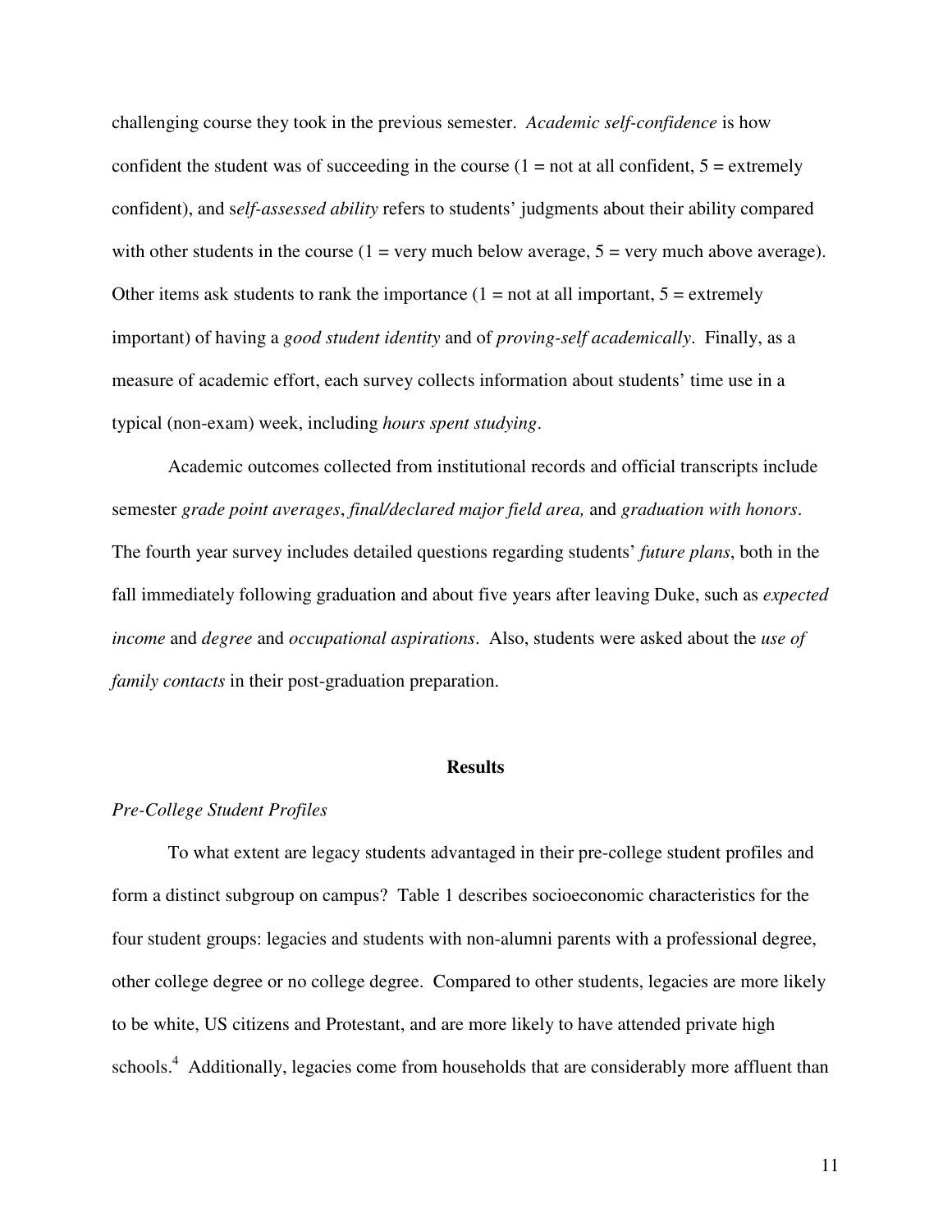challenging course they took in the previous semester. *Academic self-confidence* is how confident the student was of succeeding in the course (1 = not at all confident, 5 = extremely confident), and s*elf-assessed ability* refers to students' judgments about their ability compared with other students in the course (1 = very much below average, 5 = very much above average). Other items ask students to rank the importance (1 = not at all important, 5 = extremely important) of having a *good student identity* and of *proving-self academically*. Finally, as a measure of academic effort, each survey collects information about students' time use in a typical (non-exam) week, including *hours spent studying*.

Academic outcomes collected from institutional records and official transcripts include semester *grade point averages*, *final/declared major field area,* and *graduation with honors*. The fourth year survey includes detailed questions regarding students' *future plans*, both in the fall immediately following graduation and about five years after leaving Duke, such as *expected income* and *degree* and *occupational aspirations*. Also, students were asked about the *use of family contacts* in their post-graduation preparation.

## Results

### *Pre-College Student Profiles*

To what extent are legacy students advantaged in their pre-college student profiles and form a distinct subgroup on campus? Table 1 describes socioeconomic characteristics for the four student groups: legacies and students with non-alumni parents with a professional degree, other college degree or no college degree. Compared to other students, legacies are more likely to be white, US citizens and Protestant, and are more likely to have attended private high schools.[4] Additionally, legacies come from households that are considerably more affluent than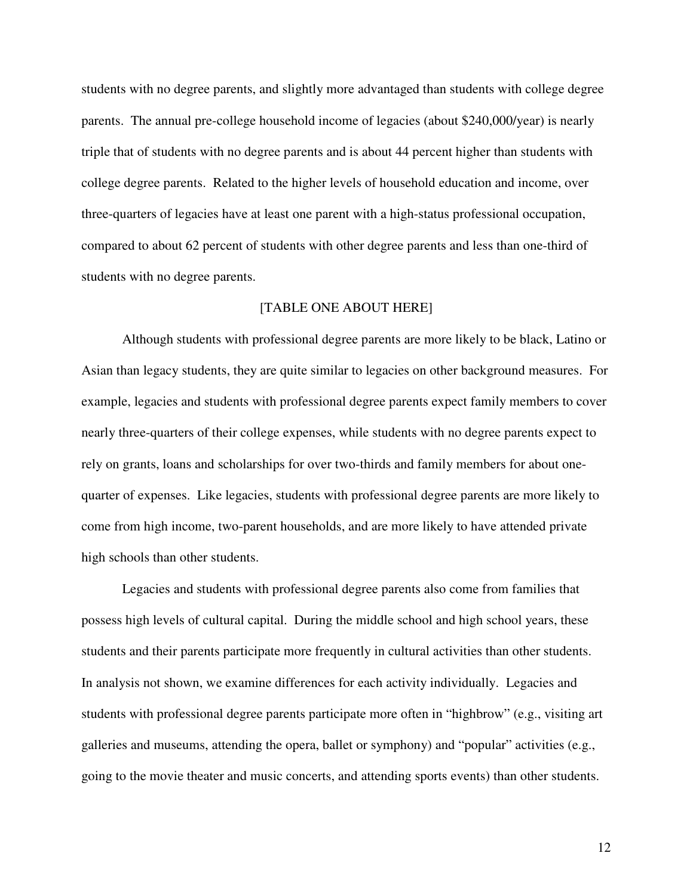students with no degree parents, and slightly more advantaged than students with college degree parents. The annual pre-college household income of legacies (about $240,000/year) is nearly triple that of students with no degree parents and is about 44 percent higher than students with college degree parents. Related to the higher levels of household education and income, over three-quarters of legacies have at least one parent with a high-status professional occupation, compared to about 62 percent of students with other degree parents and less than one-third of students with no degree parents.

[TABLE ONE ABOUT HERE]

Although students with professional degree parents are more likely to be black, Latino or Asian than legacy students, they are quite similar to legacies on other background measures. For example, legacies and students with professional degree parents expect family members to cover nearly three-quarters of their college expenses, while students with no degree parents expect to rely on grants, loans and scholarships for over two-thirds and family members for about one-quarter of expenses. Like legacies, students with professional degree parents are more likely to come from high income, two-parent households, and are more likely to have attended private high schools than other students.

Legacies and students with professional degree parents also come from families that possess high levels of cultural capital. During the middle school and high school years, these students and their parents participate more frequently in cultural activities than other students. In analysis not shown, we examine differences for each activity individually. Legacies and students with professional degree parents participate more often in "highbrow" (e.g., visiting art galleries and museums, attending the opera, ballet or symphony) and "popular" activities (e.g., going to the movie theater and music concerts, and attending sports events) than other students.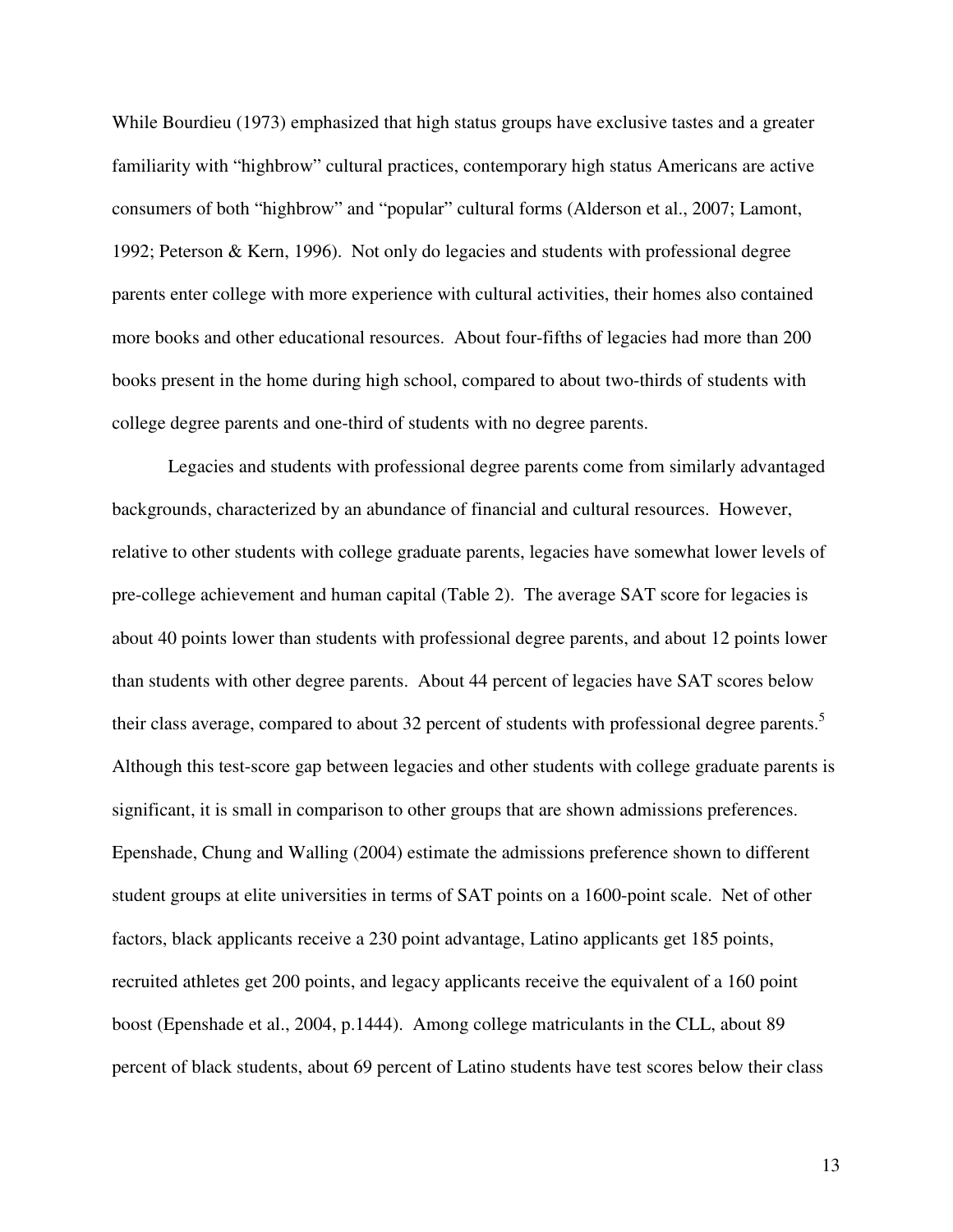While Bourdieu (1973) emphasized that high status groups have exclusive tastes and a greater familiarity with "highbrow" cultural practices, contemporary high status Americans are active consumers of both "highbrow" and "popular" cultural forms (Alderson et al., 2007; Lamont, 1992; Peterson & Kern, 1996). Not only do legacies and students with professional degree parents enter college with more experience with cultural activities, their homes also contained more books and other educational resources. About four-fifths of legacies had more than 200 books present in the home during high school, compared to about two-thirds of students with college degree parents and one-third of students with no degree parents.

Legacies and students with professional degree parents come from similarly advantaged backgrounds, characterized by an abundance of financial and cultural resources. However, relative to other students with college graduate parents, legacies have somewhat lower levels of pre-college achievement and human capital (Table 2). The average SAT score for legacies is about 40 points lower than students with professional degree parents, and about 12 points lower than students with other degree parents. About 44 percent of legacies have SAT scores below their class average, compared to about 32 percent of students with professional degree parents.[5] Although this test-score gap between legacies and other students with college graduate parents is significant, it is small in comparison to other groups that are shown admissions preferences. Epenshade, Chung and Walling (2004) estimate the admissions preference shown to different student groups at elite universities in terms of SAT points on a 1600-point scale. Net of other factors, black applicants receive a 230 point advantage, Latino applicants get 185 points, recruited athletes get 200 points, and legacy applicants receive the equivalent of a 160 point boost (Epenshade et al., 2004, p.1444). Among college matriculants in the CLL, about 89 percent of black students, about 69 percent of Latino students have test scores below their class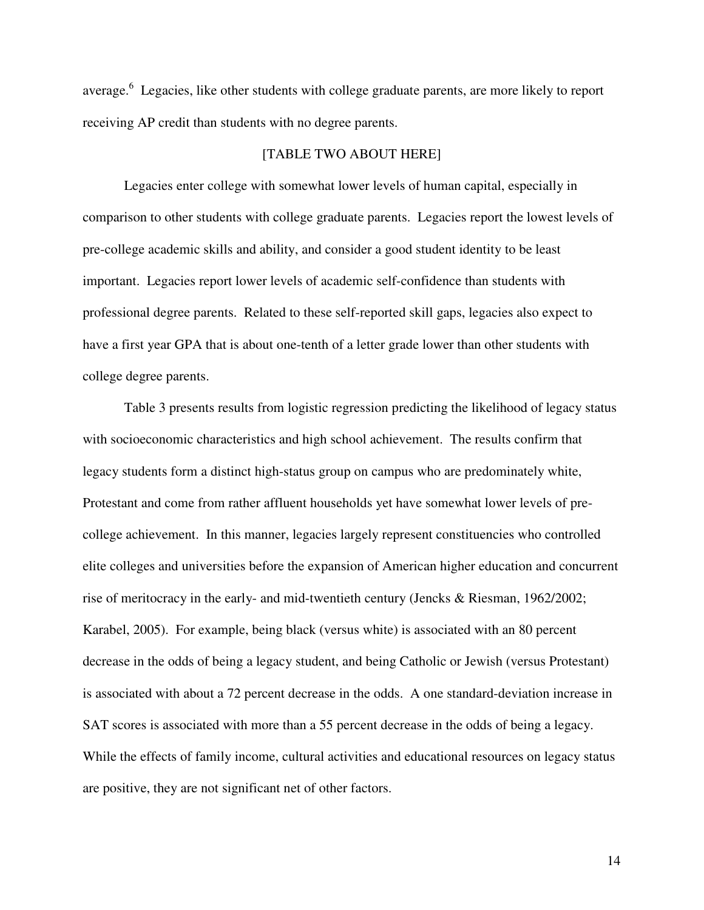average.[6] Legacies, like other students with college graduate parents, are more likely to report receiving AP credit than students with no degree parents.

[TABLE TWO ABOUT HERE]

Legacies enter college with somewhat lower levels of human capital, especially in comparison to other students with college graduate parents. Legacies report the lowest levels of pre-college academic skills and ability, and consider a good student identity to be least important. Legacies report lower levels of academic self-confidence than students with professional degree parents. Related to these self-reported skill gaps, legacies also expect to have a first year GPA that is about one-tenth of a letter grade lower than other students with college degree parents.

Table 3 presents results from logistic regression predicting the likelihood of legacy status with socioeconomic characteristics and high school achievement. The results confirm that legacy students form a distinct high-status group on campus who are predominately white, Protestant and come from rather affluent households yet have somewhat lower levels of pre-college achievement. In this manner, legacies largely represent constituencies who controlled elite colleges and universities before the expansion of American higher education and concurrent rise of meritocracy in the early- and mid-twentieth century (Jencks & Riesman, 1962/2002; Karabel, 2005). For example, being black (versus white) is associated with an 80 percent decrease in the odds of being a legacy student, and being Catholic or Jewish (versus Protestant) is associated with about a 72 percent decrease in the odds. A one standard-deviation increase in SAT scores is associated with more than a 55 percent decrease in the odds of being a legacy. While the effects of family income, cultural activities and educational resources on legacy status are positive, they are not significant net of other factors.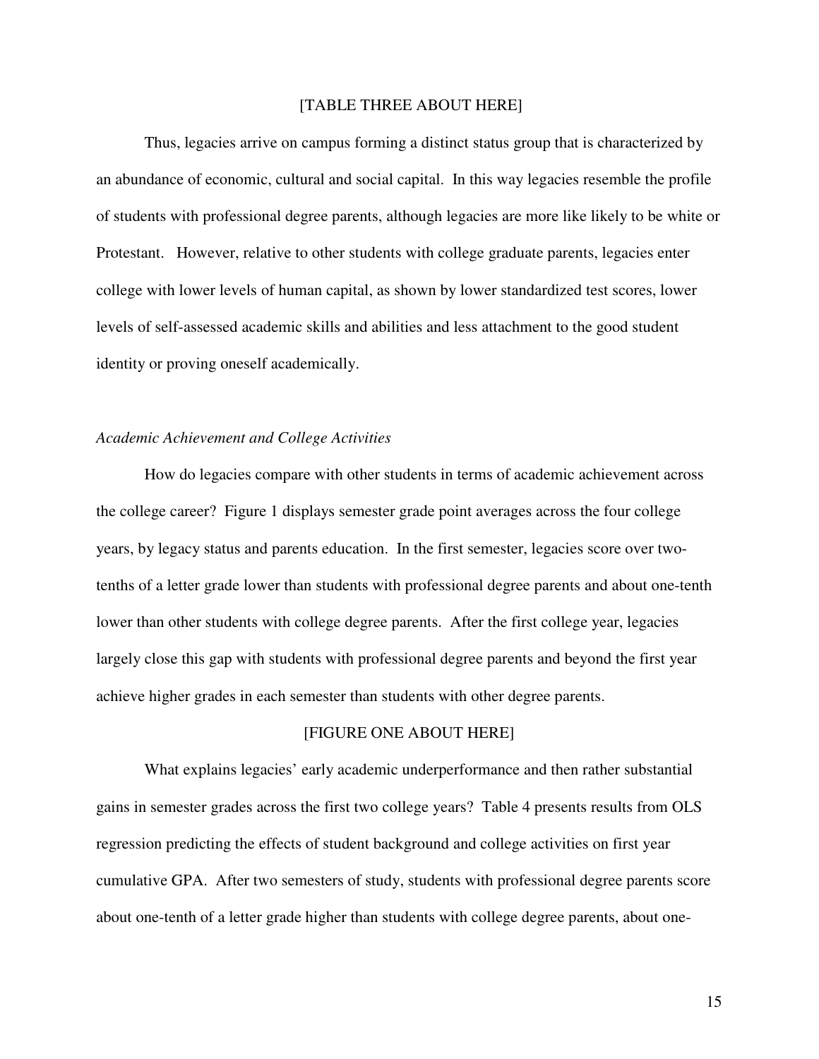[TABLE THREE ABOUT HERE]

Thus, legacies arrive on campus forming a distinct status group that is characterized by an abundance of economic, cultural and social capital. In this way legacies resemble the profile of students with professional degree parents, although legacies are more like likely to be white or Protestant. However, relative to other students with college graduate parents, legacies enter college with lower levels of human capital, as shown by lower standardized test scores, lower levels of self-assessed academic skills and abilities and less attachment to the good student identity or proving oneself academically.

*Academic Achievement and College Activities*

How do legacies compare with other students in terms of academic achievement across the college career? Figure 1 displays semester grade point averages across the four college years, by legacy status and parents education. In the first semester, legacies score over two-tenths of a letter grade lower than students with professional degree parents and about one-tenth lower than other students with college degree parents. After the first college year, legacies largely close this gap with students with professional degree parents and beyond the first year achieve higher grades in each semester than students with other degree parents.

[FIGURE ONE ABOUT HERE]

What explains legacies' early academic underperformance and then rather substantial gains in semester grades across the first two college years? Table 4 presents results from OLS regression predicting the effects of student background and college activities on first year cumulative GPA. After two semesters of study, students with professional degree parents score about one-tenth of a letter grade higher than students with college degree parents, about one-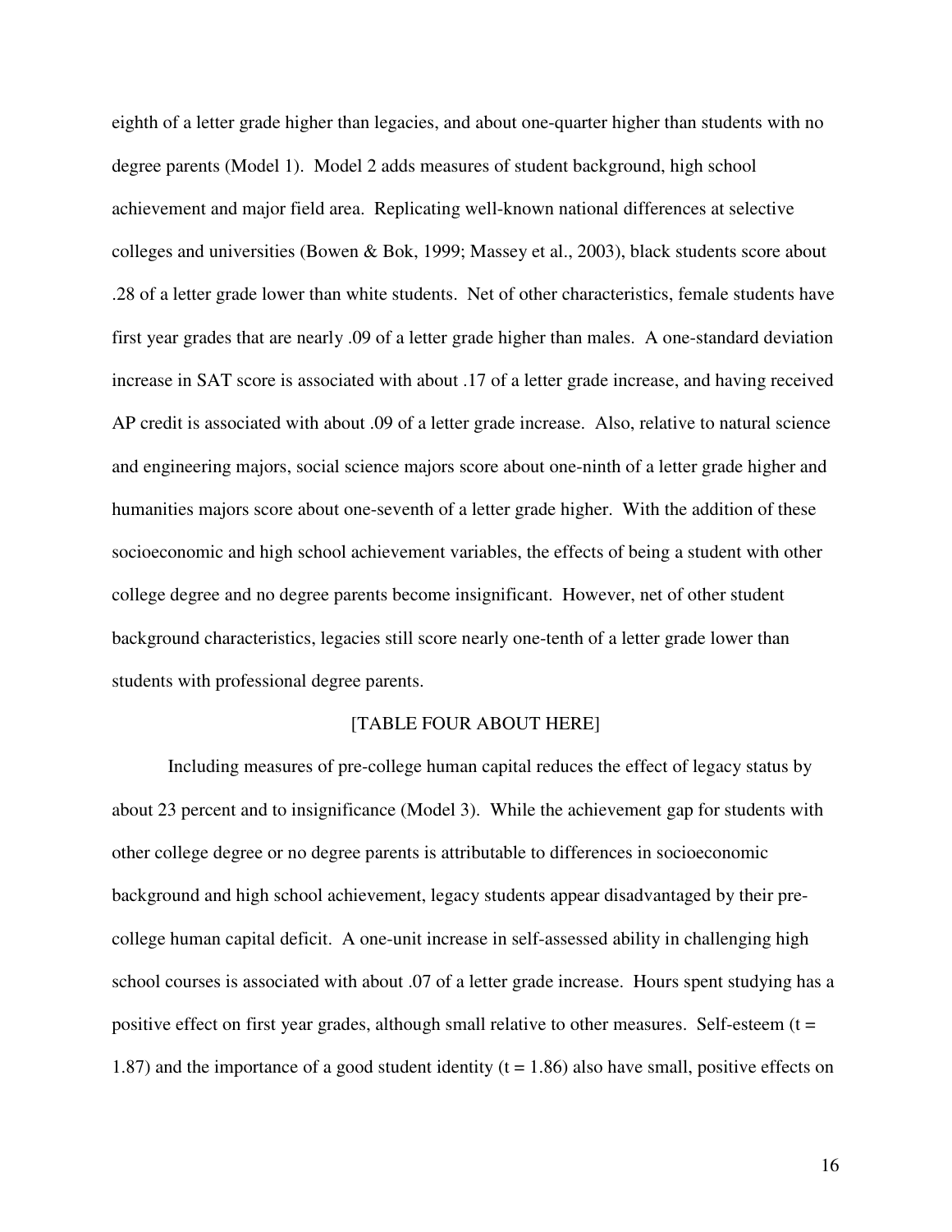eighth of a letter grade higher than legacies, and about one-quarter higher than students with no degree parents (Model 1). Model 2 adds measures of student background, high school achievement and major field area. Replicating well-known national differences at selective colleges and universities (Bowen & Bok, 1999; Massey et al., 2003), black students score about .28 of a letter grade lower than white students. Net of other characteristics, female students have first year grades that are nearly .09 of a letter grade higher than males. A one-standard deviation increase in SAT score is associated with about .17 of a letter grade increase, and having received AP credit is associated with about .09 of a letter grade increase. Also, relative to natural science and engineering majors, social science majors score about one-ninth of a letter grade higher and humanities majors score about one-seventh of a letter grade higher. With the addition of these socioeconomic and high school achievement variables, the effects of being a student with other college degree and no degree parents become insignificant. However, net of other student background characteristics, legacies still score nearly one-tenth of a letter grade lower than students with professional degree parents.

[TABLE FOUR ABOUT HERE]

Including measures of pre-college human capital reduces the effect of legacy status by about 23 percent and to insignificance (Model 3). While the achievement gap for students with other college degree or no degree parents is attributable to differences in socioeconomic background and high school achievement, legacy students appear disadvantaged by their pre-college human capital deficit. A one-unit increase in self-assessed ability in challenging high school courses is associated with about .07 of a letter grade increase. Hours spent studying has a positive effect on first year grades, although small relative to other measures. Self-esteem ($t = 1.87$) and the importance of a good student identity ($t = 1.86$) also have small, positive effects on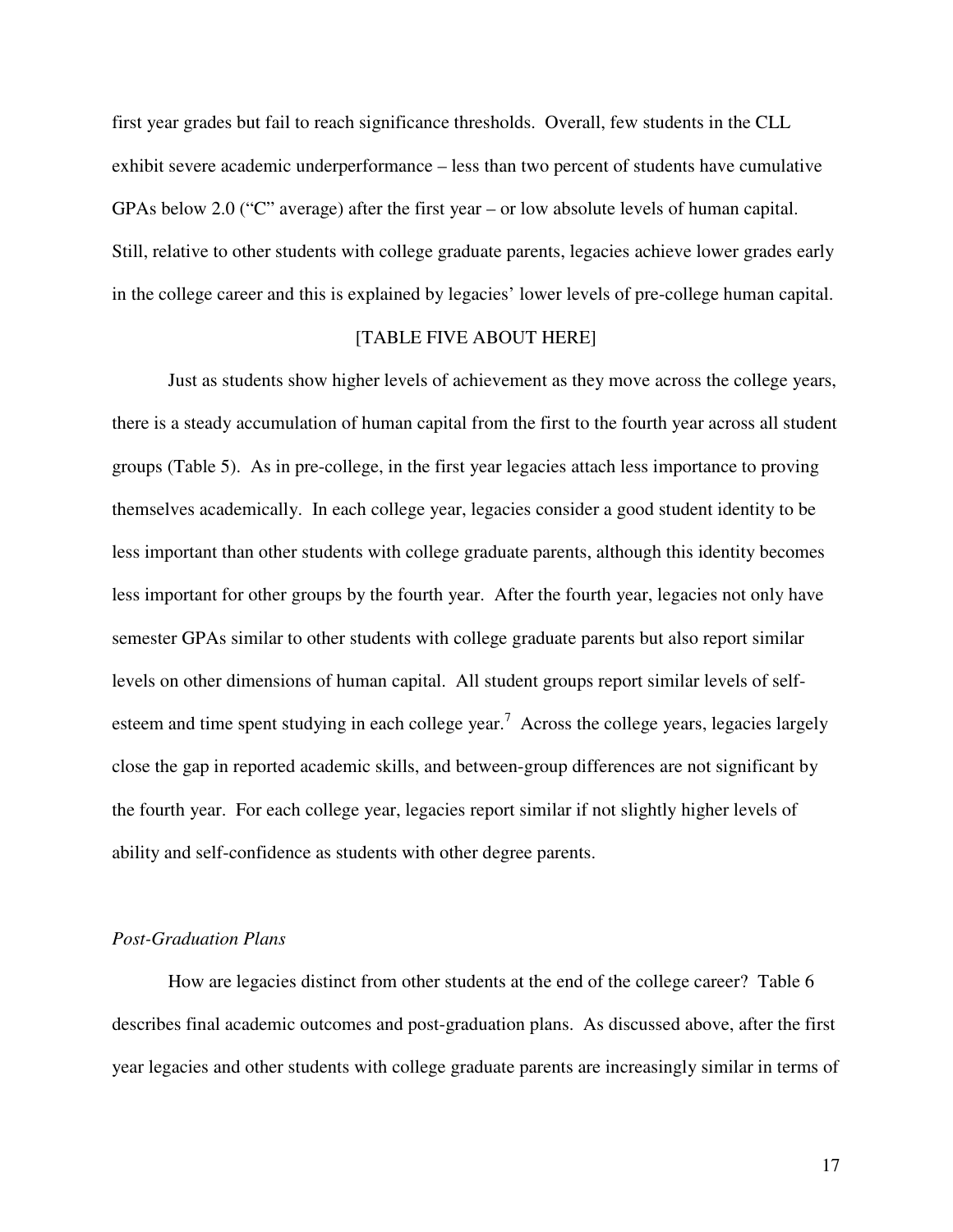first year grades but fail to reach significance thresholds. Overall, few students in the CLL exhibit severe academic underperformance – less than two percent of students have cumulative GPAs below 2.0 ("C" average) after the first year – or low absolute levels of human capital. Still, relative to other students with college graduate parents, legacies achieve lower grades early in the college career and this is explained by legacies' lower levels of pre-college human capital.

[TABLE FIVE ABOUT HERE]

Just as students show higher levels of achievement as they move across the college years, there is a steady accumulation of human capital from the first to the fourth year across all student groups (Table 5). As in pre-college, in the first year legacies attach less importance to proving themselves academically. In each college year, legacies consider a good student identity to be less important than other students with college graduate parents, although this identity becomes less important for other groups by the fourth year. After the fourth year, legacies not only have semester GPAs similar to other students with college graduate parents but also report similar levels on other dimensions of human capital. All student groups report similar levels of self-esteem and time spent studying in each college year.[7] Across the college years, legacies largely close the gap in reported academic skills, and between-group differences are not significant by the fourth year. For each college year, legacies report similar if not slightly higher levels of ability and self-confidence as students with other degree parents.

*Post-Graduation Plans*

How are legacies distinct from other students at the end of the college career? Table 6 describes final academic outcomes and post-graduation plans. As discussed above, after the first year legacies and other students with college graduate parents are increasingly similar in terms of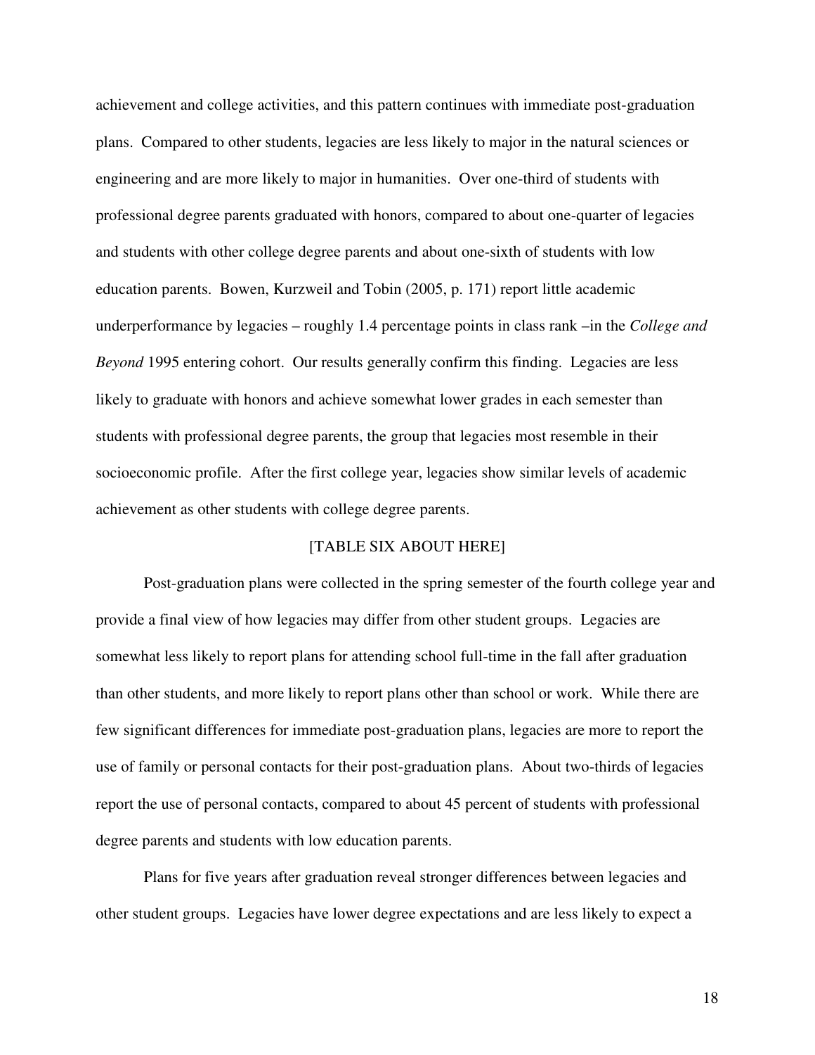achievement and college activities, and this pattern continues with immediate post-graduation plans. Compared to other students, legacies are less likely to major in the natural sciences or engineering and are more likely to major in humanities. Over one-third of students with professional degree parents graduated with honors, compared to about one-quarter of legacies and students with other college degree parents and about one-sixth of students with low education parents. Bowen, Kurzweil and Tobin (2005, p. 171) report little academic underperformance by legacies – roughly 1.4 percentage points in class rank –in the *College and Beyond* 1995 entering cohort. Our results generally confirm this finding. Legacies are less likely to graduate with honors and achieve somewhat lower grades in each semester than students with professional degree parents, the group that legacies most resemble in their socioeconomic profile. After the first college year, legacies show similar levels of academic achievement as other students with college degree parents.

[TABLE SIX ABOUT HERE]

Post-graduation plans were collected in the spring semester of the fourth college year and provide a final view of how legacies may differ from other student groups. Legacies are somewhat less likely to report plans for attending school full-time in the fall after graduation than other students, and more likely to report plans other than school or work. While there are few significant differences for immediate post-graduation plans, legacies are more to report the use of family or personal contacts for their post-graduation plans. About two-thirds of legacies report the use of personal contacts, compared to about 45 percent of students with professional degree parents and students with low education parents.

Plans for five years after graduation reveal stronger differences between legacies and other student groups. Legacies have lower degree expectations and are less likely to expect a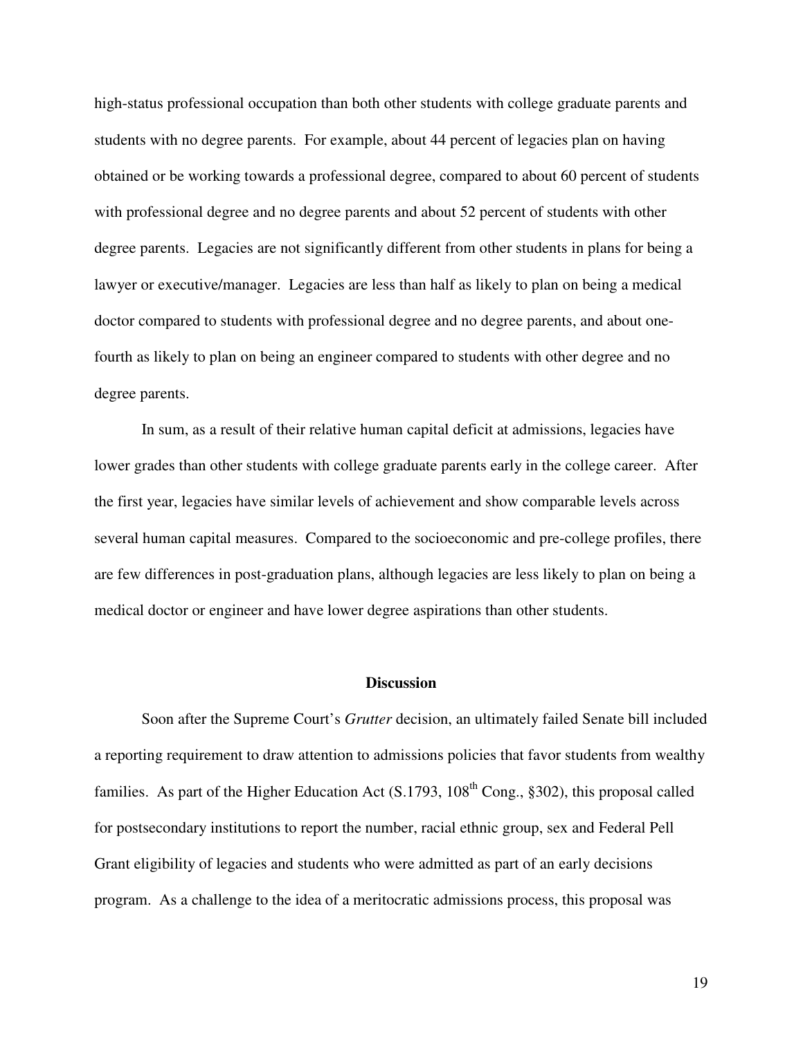high-status professional occupation than both other students with college graduate parents and students with no degree parents. For example, about 44 percent of legacies plan on having obtained or be working towards a professional degree, compared to about 60 percent of students with professional degree and no degree parents and about 52 percent of students with other degree parents. Legacies are not significantly different from other students in plans for being a lawyer or executive/manager. Legacies are less than half as likely to plan on being a medical doctor compared to students with professional degree and no degree parents, and about one-fourth as likely to plan on being an engineer compared to students with other degree and no degree parents.

In sum, as a result of their relative human capital deficit at admissions, legacies have lower grades than other students with college graduate parents early in the college career. After the first year, legacies have similar levels of achievement and show comparable levels across several human capital measures. Compared to the socioeconomic and pre-college profiles, there are few differences in post-graduation plans, although legacies are less likely to plan on being a medical doctor or engineer and have lower degree aspirations than other students.

## Discussion

Soon after the Supreme Court's *Grutter* decision, an ultimately failed Senate bill included a reporting requirement to draw attention to admissions policies that favor students from wealthy families. As part of the Higher Education Act (S.1793, 108th Cong., §302), this proposal called for postsecondary institutions to report the number, racial ethnic group, sex and Federal Pell Grant eligibility of legacies and students who were admitted as part of an early decisions program. As a challenge to the idea of a meritocratic admissions process, this proposal was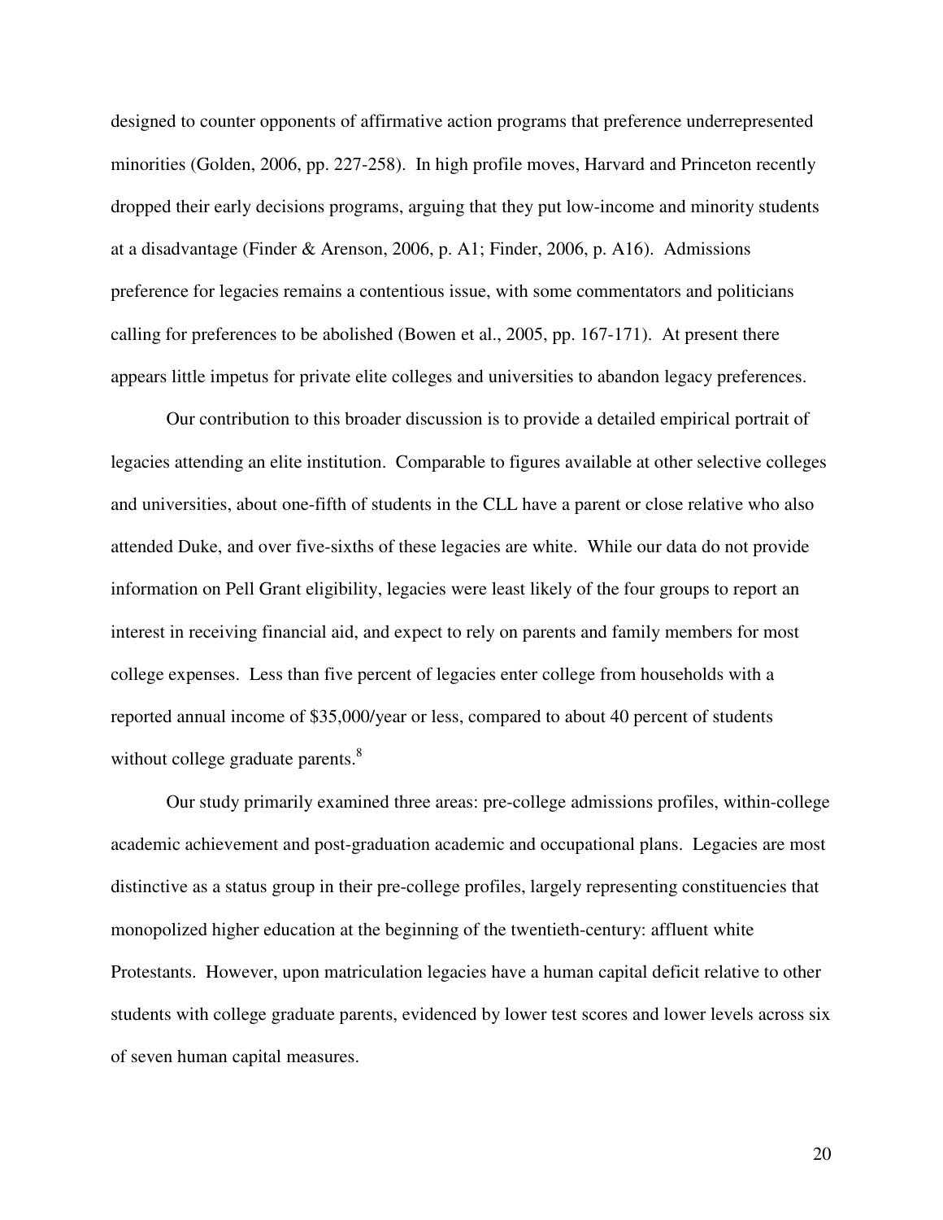designed to counter opponents of affirmative action programs that preference underrepresented minorities (Golden, 2006, pp. 227-258). In high profile moves, Harvard and Princeton recently dropped their early decisions programs, arguing that they put low-income and minority students at a disadvantage (Finder & Arenson, 2006, p. A1; Finder, 2006, p. A16). Admissions preference for legacies remains a contentious issue, with some commentators and politicians calling for preferences to be abolished (Bowen et al., 2005, pp. 167-171). At present there appears little impetus for private elite colleges and universities to abandon legacy preferences.

Our contribution to this broader discussion is to provide a detailed empirical portrait of legacies attending an elite institution. Comparable to figures available at other selective colleges and universities, about one-fifth of students in the CLL have a parent or close relative who also attended Duke, and over five-sixths of these legacies are white. While our data do not provide information on Pell Grant eligibility, legacies were least likely of the four groups to report an interest in receiving financial aid, and expect to rely on parents and family members for most college expenses. Less than five percent of legacies enter college from households with a reported annual income of $35,000/year or less, compared to about 40 percent of students without college graduate parents.[8]

Our study primarily examined three areas: pre-college admissions profiles, within-college academic achievement and post-graduation academic and occupational plans. Legacies are most distinctive as a status group in their pre-college profiles, largely representing constituencies that monopolized higher education at the beginning of the twentieth-century: affluent white Protestants. However, upon matriculation legacies have a human capital deficit relative to other students with college graduate parents, evidenced by lower test scores and lower levels across six of seven human capital measures.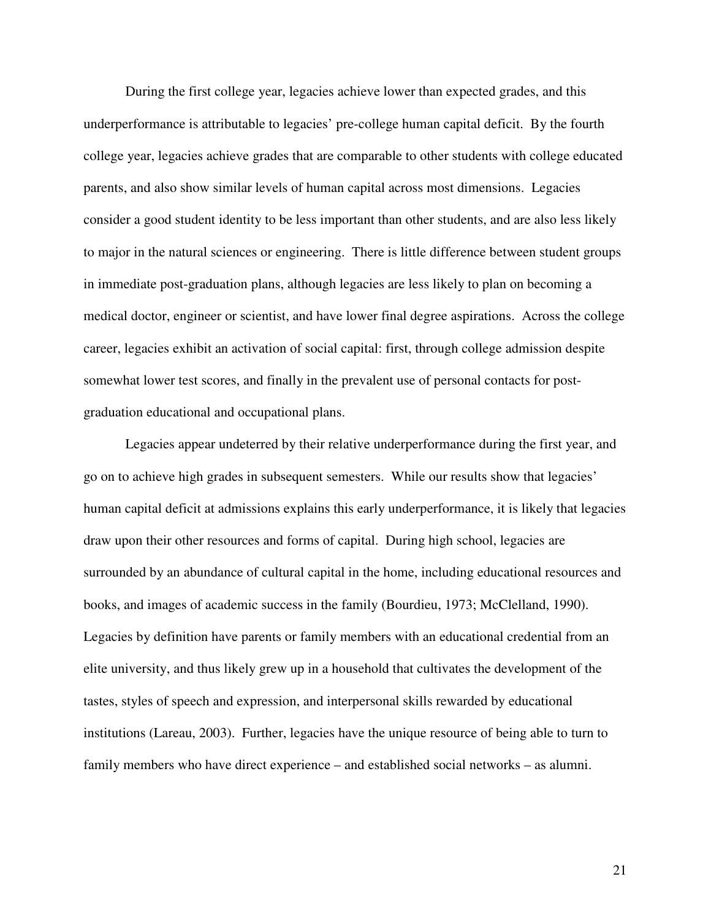During the first college year, legacies achieve lower than expected grades, and this underperformance is attributable to legacies' pre-college human capital deficit. By the fourth college year, legacies achieve grades that are comparable to other students with college educated parents, and also show similar levels of human capital across most dimensions. Legacies consider a good student identity to be less important than other students, and are also less likely to major in the natural sciences or engineering. There is little difference between student groups in immediate post-graduation plans, although legacies are less likely to plan on becoming a medical doctor, engineer or scientist, and have lower final degree aspirations. Across the college career, legacies exhibit an activation of social capital: first, through college admission despite somewhat lower test scores, and finally in the prevalent use of personal contacts for post-graduation educational and occupational plans.

Legacies appear undeterred by their relative underperformance during the first year, and go on to achieve high grades in subsequent semesters. While our results show that legacies' human capital deficit at admissions explains this early underperformance, it is likely that legacies draw upon their other resources and forms of capital. During high school, legacies are surrounded by an abundance of cultural capital in the home, including educational resources and books, and images of academic success in the family (Bourdieu, 1973; McClelland, 1990). Legacies by definition have parents or family members with an educational credential from an elite university, and thus likely grew up in a household that cultivates the development of the tastes, styles of speech and expression, and interpersonal skills rewarded by educational institutions (Lareau, 2003). Further, legacies have the unique resource of being able to turn to family members who have direct experience – and established social networks – as alumni.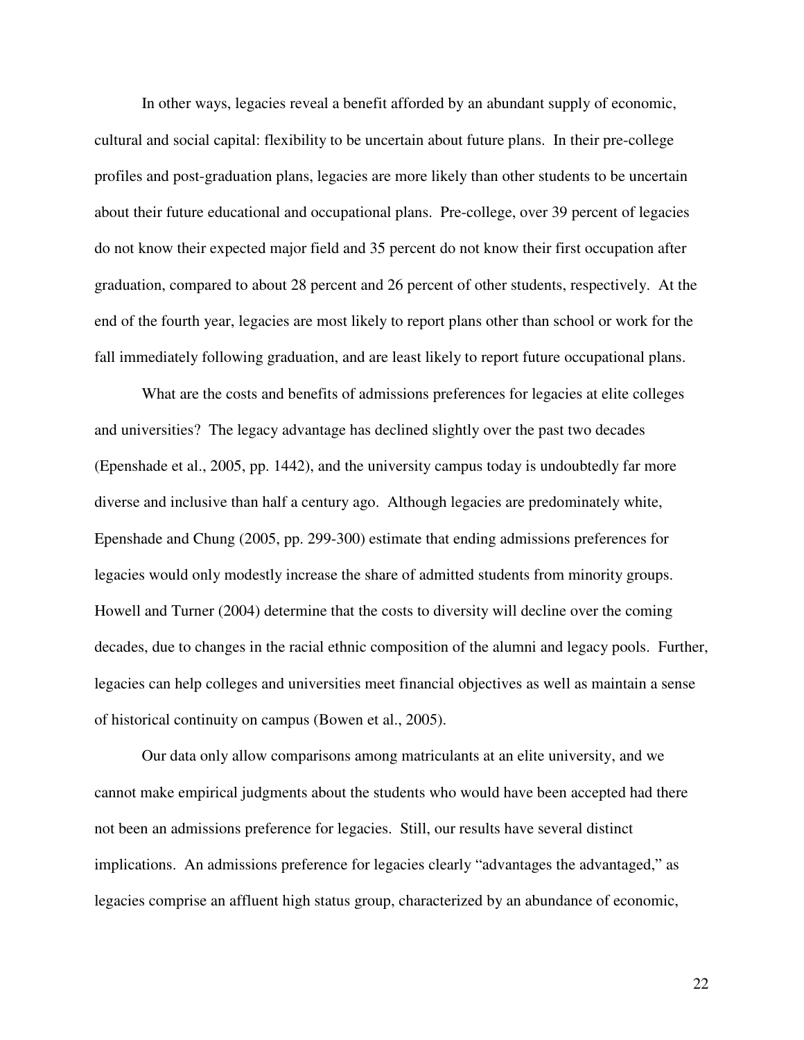In other ways, legacies reveal a benefit afforded by an abundant supply of economic, cultural and social capital: flexibility to be uncertain about future plans. In their pre-college profiles and post-graduation plans, legacies are more likely than other students to be uncertain about their future educational and occupational plans. Pre-college, over 39 percent of legacies do not know their expected major field and 35 percent do not know their first occupation after graduation, compared to about 28 percent and 26 percent of other students, respectively. At the end of the fourth year, legacies are most likely to report plans other than school or work for the fall immediately following graduation, and are least likely to report future occupational plans.

What are the costs and benefits of admissions preferences for legacies at elite colleges and universities? The legacy advantage has declined slightly over the past two decades (Epenshade et al., 2005, pp. 1442), and the university campus today is undoubtedly far more diverse and inclusive than half a century ago. Although legacies are predominately white, Epenshade and Chung (2005, pp. 299-300) estimate that ending admissions preferences for legacies would only modestly increase the share of admitted students from minority groups. Howell and Turner (2004) determine that the costs to diversity will decline over the coming decades, due to changes in the racial ethnic composition of the alumni and legacy pools. Further, legacies can help colleges and universities meet financial objectives as well as maintain a sense of historical continuity on campus (Bowen et al., 2005).

Our data only allow comparisons among matriculants at an elite university, and we cannot make empirical judgments about the students who would have been accepted had there not been an admissions preference for legacies. Still, our results have several distinct implications. An admissions preference for legacies clearly "advantages the advantaged," as legacies comprise an affluent high status group, characterized by an abundance of economic,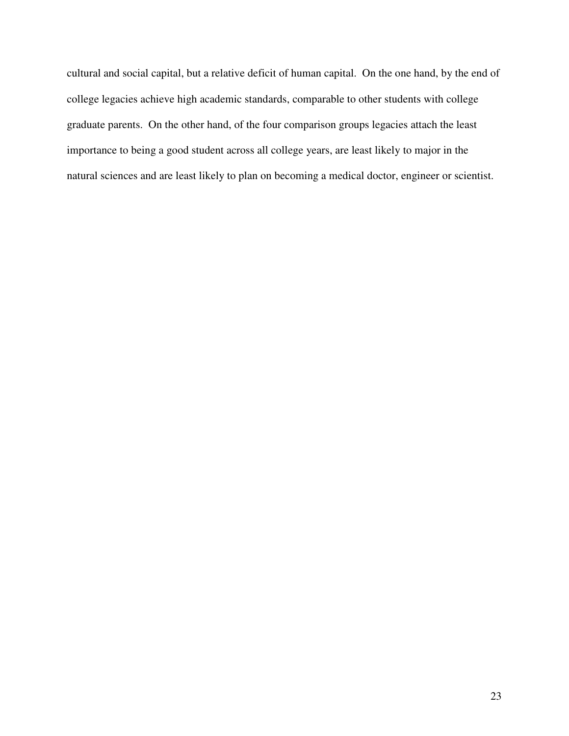cultural and social capital, but a relative deficit of human capital. On the one hand, by the end of college legacies achieve high academic standards, comparable to other students with college graduate parents. On the other hand, of the four comparison groups legacies attach the least importance to being a good student across all college years, are least likely to major in the natural sciences and are least likely to plan on becoming a medical doctor, engineer or scientist.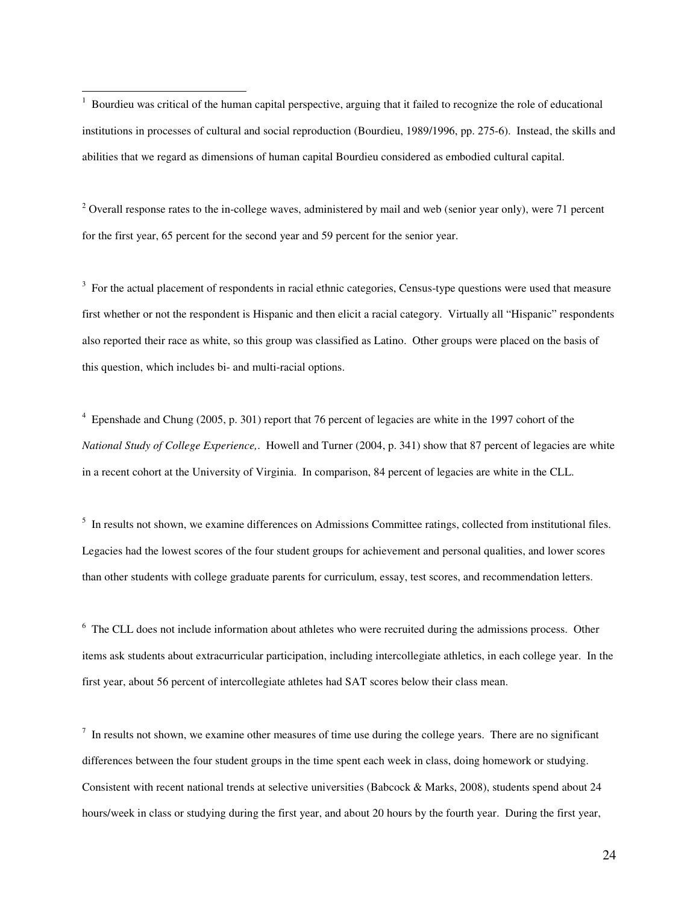[1] Bourdieu was critical of the human capital perspective, arguing that it failed to recognize the role of educational institutions in processes of cultural and social reproduction (Bourdieu, 1989/1996, pp. 275-6). Instead, the skills and abilities that we regard as dimensions of human capital Bourdieu considered as embodied cultural capital.

[2] Overall response rates to the in-college waves, administered by mail and web (senior year only), were 71 percent for the first year, 65 percent for the second year and 59 percent for the senior year.

[3] For the actual placement of respondents in racial ethnic categories, Census-type questions were used that measure first whether or not the respondent is Hispanic and then elicit a racial category. Virtually all "Hispanic" respondents also reported their race as white, so this group was classified as Latino. Other groups were placed on the basis of this question, which includes bi- and multi-racial options.

[4] Epenshade and Chung (2005, p. 301) report that 76 percent of legacies are white in the 1997 cohort of the *National Study of College Experience,*. Howell and Turner (2004, p. 341) show that 87 percent of legacies are white in a recent cohort at the University of Virginia. In comparison, 84 percent of legacies are white in the CLL.

[5] In results not shown, we examine differences on Admissions Committee ratings, collected from institutional files. Legacies had the lowest scores of the four student groups for achievement and personal qualities, and lower scores than other students with college graduate parents for curriculum, essay, test scores, and recommendation letters.

[6] The CLL does not include information about athletes who were recruited during the admissions process. Other items ask students about extracurricular participation, including intercollegiate athletics, in each college year. In the first year, about 56 percent of intercollegiate athletes had SAT scores below their class mean.

[7] In results not shown, we examine other measures of time use during the college years. There are no significant differences between the four student groups in the time spent each week in class, doing homework or studying. Consistent with recent national trends at selective universities (Babcock & Marks, 2008), students spend about 24 hours/week in class or studying during the first year, and about 20 hours by the fourth year. During the first year,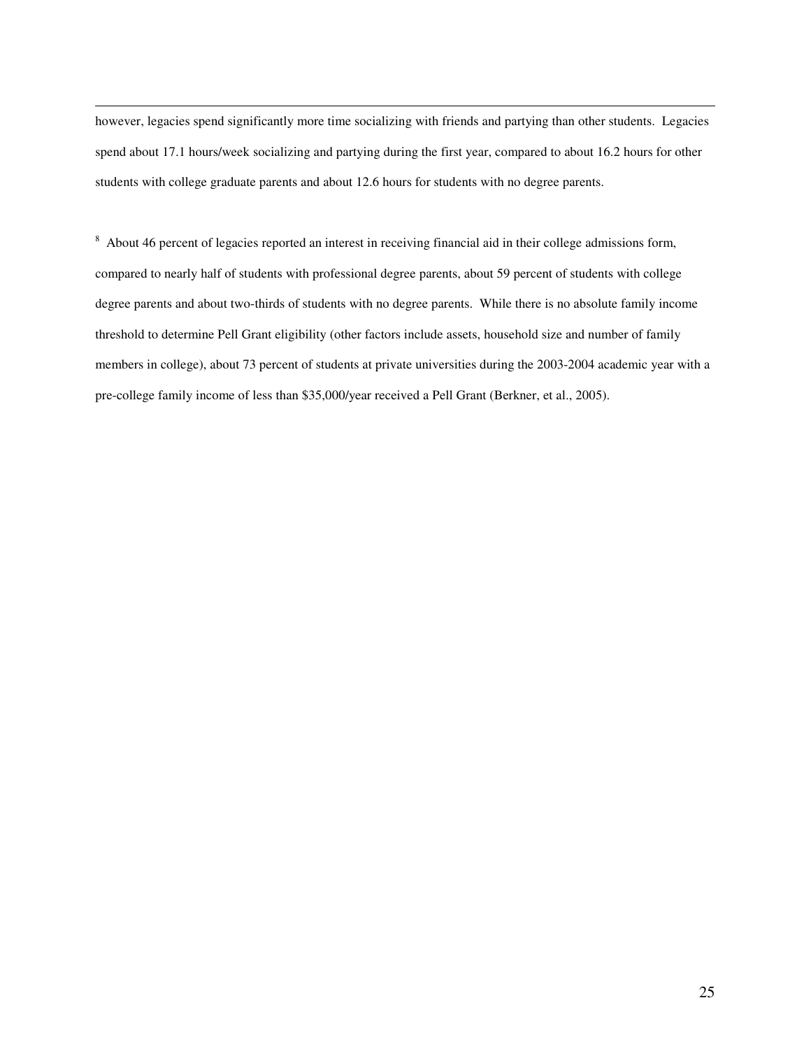however, legacies spend significantly more time socializing with friends and partying than other students. Legacies spend about 17.1 hours/week socializing and partying during the first year, compared to about 16.2 hours for other students with college graduate parents and about 12.6 hours for students with no degree parents.

[8] About 46 percent of legacies reported an interest in receiving financial aid in their college admissions form, compared to nearly half of students with professional degree parents, about 59 percent of students with college degree parents and about two-thirds of students with no degree parents. While there is no absolute family income threshold to determine Pell Grant eligibility (other factors include assets, household size and number of family members in college), about 73 percent of students at private universities during the 2003-2004 academic year with a pre-college family income of less than $35,000/year received a Pell Grant (Berkner, et al., 2005).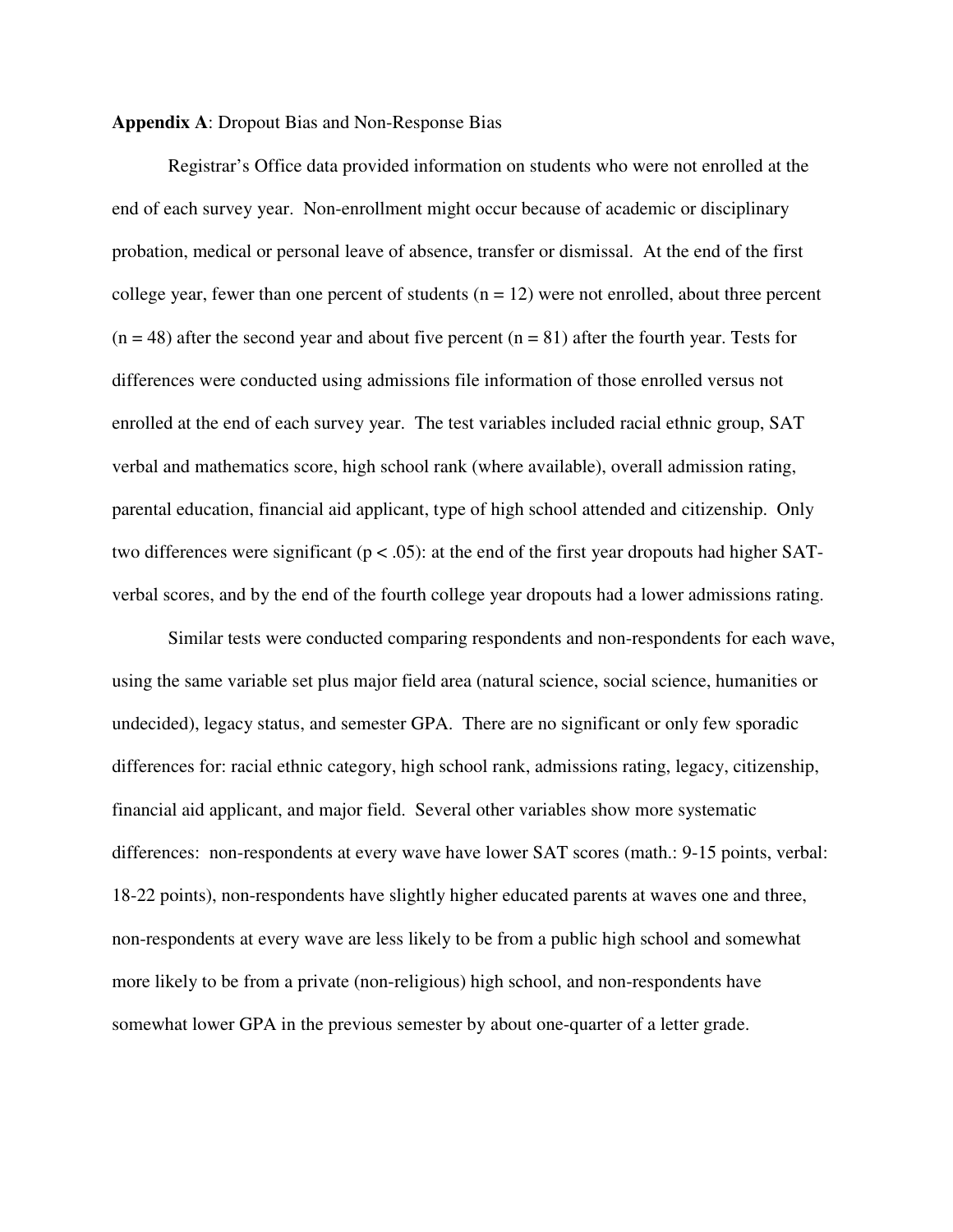**Appendix A**: Dropout Bias and Non-Response Bias

Registrar's Office data provided information on students who were not enrolled at the end of each survey year. Non-enrollment might occur because of academic or disciplinary probation, medical or personal leave of absence, transfer or dismissal. At the end of the first college year, fewer than one percent of students (n = 12) were not enrolled, about three percent (n = 48) after the second year and about five percent (n = 81) after the fourth year. Tests for differences were conducted using admissions file information of those enrolled versus not enrolled at the end of each survey year. The test variables included racial ethnic group, SAT verbal and mathematics score, high school rank (where available), overall admission rating, parental education, financial aid applicant, type of high school attended and citizenship. Only two differences were significant ($p < .05$): at the end of the first year dropouts had higher SAT-verbal scores, and by the end of the fourth college year dropouts had a lower admissions rating.

Similar tests were conducted comparing respondents and non-respondents for each wave, using the same variable set plus major field area (natural science, social science, humanities or undecided), legacy status, and semester GPA. There are no significant or only few sporadic differences for: racial ethnic category, high school rank, admissions rating, legacy, citizenship, financial aid applicant, and major field. Several other variables show more systematic differences: non-respondents at every wave have lower SAT scores (math.: 9-15 points, verbal: 18-22 points), non-respondents have slightly higher educated parents at waves one and three, non-respondents at every wave are less likely to be from a public high school and somewhat more likely to be from a private (non-religious) high school, and non-respondents have somewhat lower GPA in the previous semester by about one-quarter of a letter grade.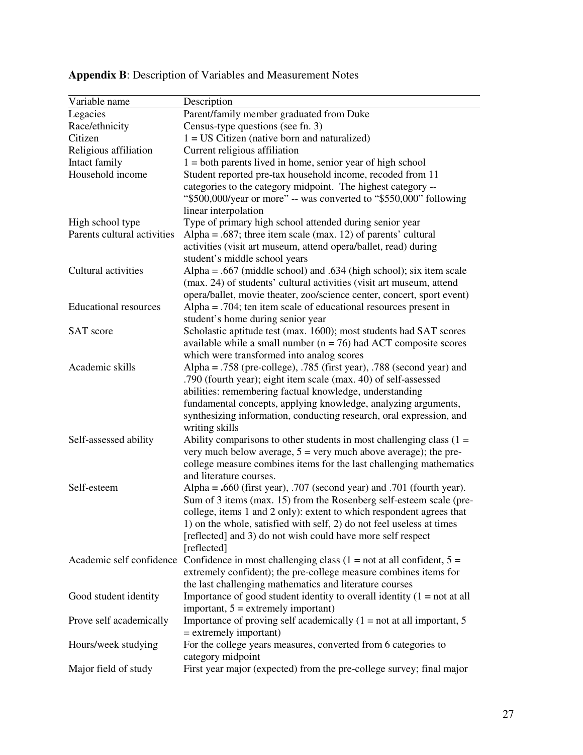**Appendix B**: Description of Variables and Measurement Notes

| Variable name | Description |
|---|---|
| Legacies | Parent/family member graduated from Duke |
| Race/ethnicity | Census-type questions (see fn. 3) |
| Citizen | 1 = US Citizen (native born and naturalized) |
| Religious affiliation | Current religious affiliation |
| Intact family | 1 = both parents lived in home, senior year of high school |
| Household income | Student reported pre-tax household income, recoded from 11 categories to the category midpoint. The highest category -- "\$500,000/year or more" -- was converted to "\$550,000" following linear interpolation |
| High school type | Type of primary high school attended during senior year |
| Parents cultural activities | Alpha = .687; three item scale (max. 12) of parents' cultural activities (visit art museum, attend opera/ballet, read) during student's middle school years |
| Cultural activities | Alpha = .667 (middle school) and .634 (high school); six item scale (max. 24) of students' cultural activities (visit art museum, attend opera/ballet, movie theater, zoo/science center, concert, sport event) |
| Educational resources | Alpha = .704; ten item scale of educational resources present in student's home during senior year |
| SAT score | Scholastic aptitude test (max. 1600); most students had SAT scores available while a small number (n = 76) had ACT composite scores which were transformed into analog scores |
| Academic skills | Alpha = .758 (pre-college), .785 (first year), .788 (second year) and .790 (fourth year); eight item scale (max. 40) of self-assessed abilities: remembering factual knowledge, understanding fundamental concepts, applying knowledge, analyzing arguments, synthesizing information, conducting research, oral expression, and writing skills |
| Self-assessed ability | Ability comparisons to other students in most challenging class (1 = very much below average, 5 = very much above average); the pre-college measure combines items for the last challenging mathematics and literature courses. |
| Self-esteem | Alpha = .660 (first year), .707 (second year) and .701 (fourth year). Sum of 3 items (max. 15) from the Rosenberg self-esteem scale (pre-college, items 1 and 2 only): extent to which respondent agrees that 1) on the whole, satisfied with self, 2) do not feel useless at times [reflected] and 3) do not wish could have more self respect [reflected] |
| Academic self confidence | Confidence in most challenging class (1 = not at all confident, 5 = extremely confident); the pre-college measure combines items for the last challenging mathematics and literature courses |
| Good student identity | Importance of good student identity to overall identity (1 = not at all important, 5 = extremely important) |
| Prove self academically | Importance of proving self academically (1 = not at all important, 5 = extremely important) |
| Hours/week studying | For the college years measures, converted from 6 categories to category midpoint |
| Major field of study | First year major (expected) from the pre-college survey; final major |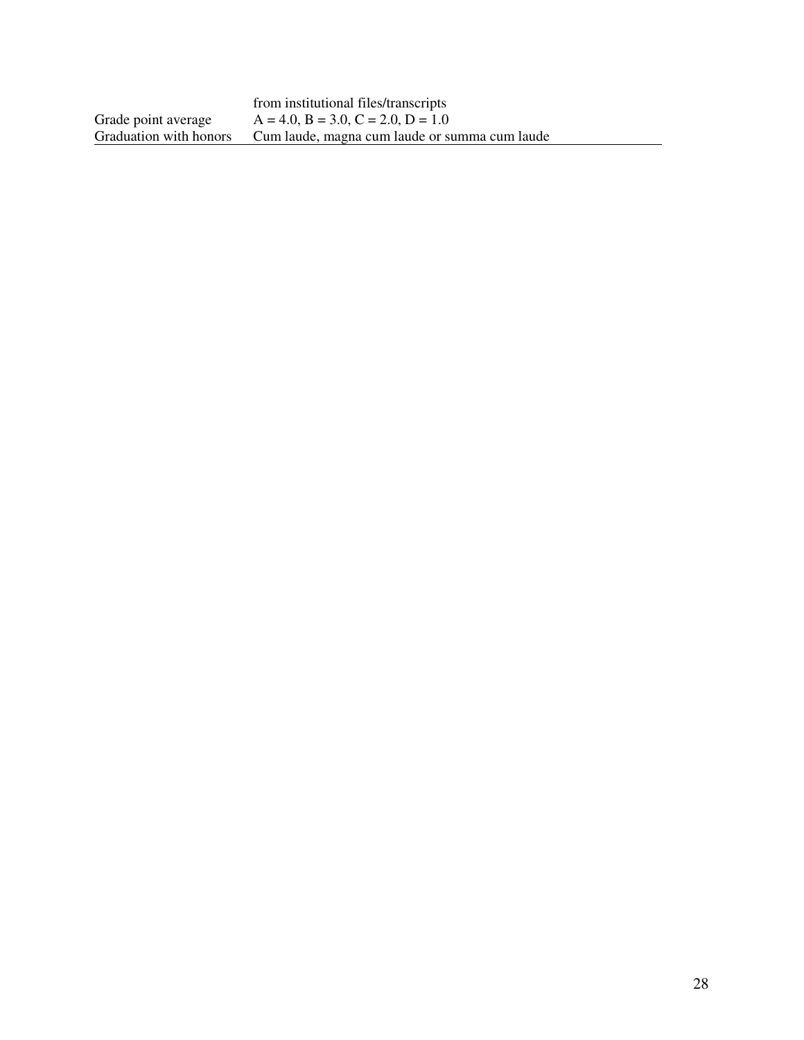| | |
|---|---|
| | from institutional files/transcripts |
| Grade point average | A = 4.0, B = 3.0, C = 2.0, D = 1.0 |
| Graduation with honors | Cum laude, magna cum laude or summa cum laude |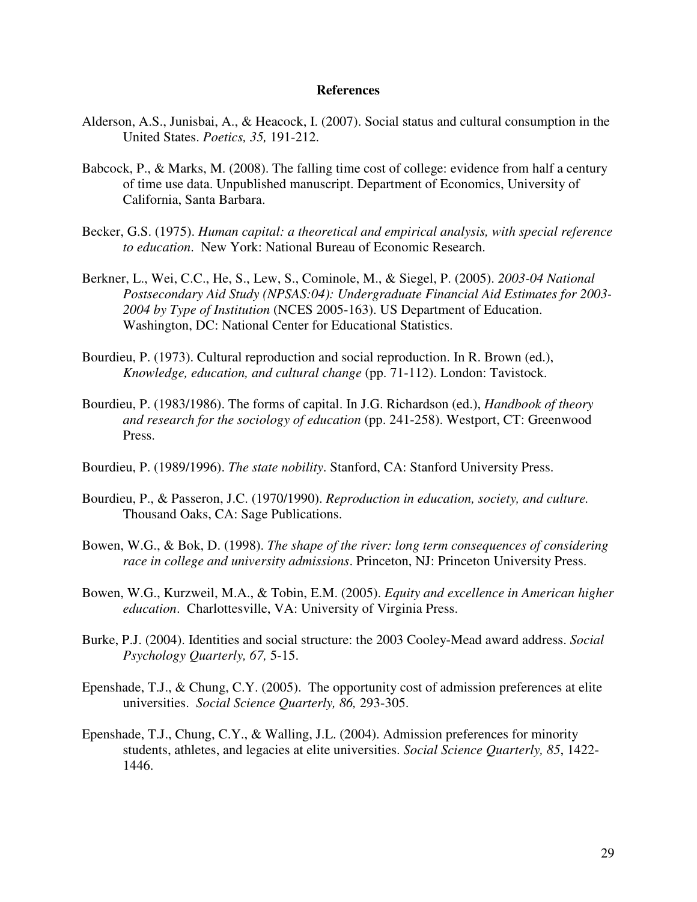## References

Alderson, A.S., Junisbai, A., & Heacock, I. (2007). Social status and cultural consumption in the United States. *Poetics, 35,* 191-212.

Babcock, P., & Marks, M. (2008). The falling time cost of college: evidence from half a century of time use data. Unpublished manuscript. Department of Economics, University of California, Santa Barbara.

Becker, G.S. (1975). *Human capital: a theoretical and empirical analysis, with special reference to education*. New York: National Bureau of Economic Research.

Berkner, L., Wei, C.C., He, S., Lew, S., Cominole, M., & Siegel, P. (2005). *2003-04 National Postsecondary Aid Study (NPSAS:04): Undergraduate Financial Aid Estimates for 2003-2004 by Type of Institution* (NCES 2005-163). US Department of Education. Washington, DC: National Center for Educational Statistics.

Bourdieu, P. (1973). Cultural reproduction and social reproduction. In R. Brown (ed.), *Knowledge, education, and cultural change* (pp. 71-112). London: Tavistock.

Bourdieu, P. (1983/1986). The forms of capital. In J.G. Richardson (ed.), *Handbook of theory and research for the sociology of education* (pp. 241-258). Westport, CT: Greenwood Press.

Bourdieu, P. (1989/1996). *The state nobility*. Stanford, CA: Stanford University Press.

Bourdieu, P., & Passeron, J.C. (1970/1990). *Reproduction in education, society, and culture.* Thousand Oaks, CA: Sage Publications.

Bowen, W.G., & Bok, D. (1998). *The shape of the river: long term consequences of considering race in college and university admissions*. Princeton, NJ: Princeton University Press.

Bowen, W.G., Kurzweil, M.A., & Tobin, E.M. (2005). *Equity and excellence in American higher education*. Charlottesville, VA: University of Virginia Press.

Burke, P.J. (2004). Identities and social structure: the 2003 Cooley-Mead award address. *Social Psychology Quarterly, 67,* 5-15.

Epenshade, T.J., & Chung, C.Y. (2005). The opportunity cost of admission preferences at elite universities. *Social Science Quarterly, 86,* 293-305.

Epenshade, T.J., Chung, C.Y., & Walling, J.L. (2004). Admission preferences for minority students, athletes, and legacies at elite universities. *Social Science Quarterly, 85*, 1422-1446.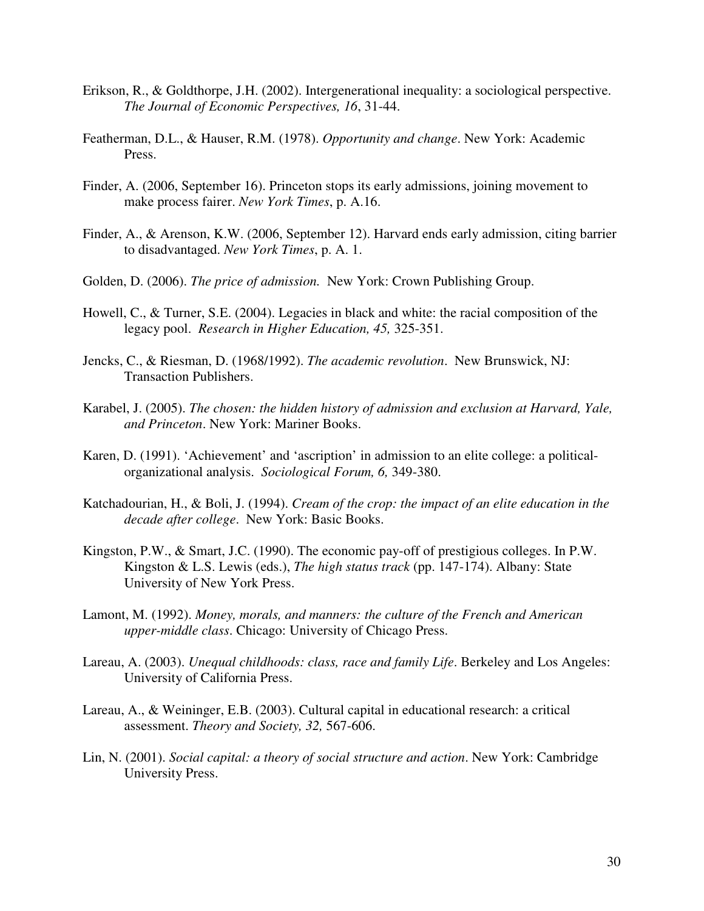Erikson, R., & Goldthorpe, J.H. (2002). Intergenerational inequality: a sociological perspective. *The Journal of Economic Perspectives, 16*, 31-44.

Featherman, D.L., & Hauser, R.M. (1978). *Opportunity and change*. New York: Academic Press.

Finder, A. (2006, September 16). Princeton stops its early admissions, joining movement to make process fairer. *New York Times*, p. A.16.

Finder, A., & Arenson, K.W. (2006, September 12). Harvard ends early admission, citing barrier to disadvantaged. *New York Times*, p. A. 1.

Golden, D. (2006). *The price of admission.* New York: Crown Publishing Group.

Howell, C., & Turner, S.E. (2004). Legacies in black and white: the racial composition of the legacy pool. *Research in Higher Education, 45,* 325-351.

Jencks, C., & Riesman, D. (1968/1992). *The academic revolution*. New Brunswick, NJ: Transaction Publishers.

Karabel, J. (2005). *The chosen: the hidden history of admission and exclusion at Harvard, Yale, and Princeton*. New York: Mariner Books.

Karen, D. (1991). 'Achievement' and 'ascription' in admission to an elite college: a political-organizational analysis. *Sociological Forum, 6,* 349-380.

Katchadourian, H., & Boli, J. (1994). *Cream of the crop: the impact of an elite education in the decade after college*. New York: Basic Books.

Kingston, P.W., & Smart, J.C. (1990). The economic pay-off of prestigious colleges. In P.W. Kingston & L.S. Lewis (eds.), *The high status track* (pp. 147-174). Albany: State University of New York Press.

Lamont, M. (1992). *Money, morals, and manners: the culture of the French and American upper-middle class*. Chicago: University of Chicago Press.

Lareau, A. (2003). *Unequal childhoods: class, race and family Life*. Berkeley and Los Angeles: University of California Press.

Lareau, A., & Weininger, E.B. (2003). Cultural capital in educational research: a critical assessment. *Theory and Society, 32,* 567-606.

Lin, N. (2001). *Social capital: a theory of social structure and action*. New York: Cambridge University Press.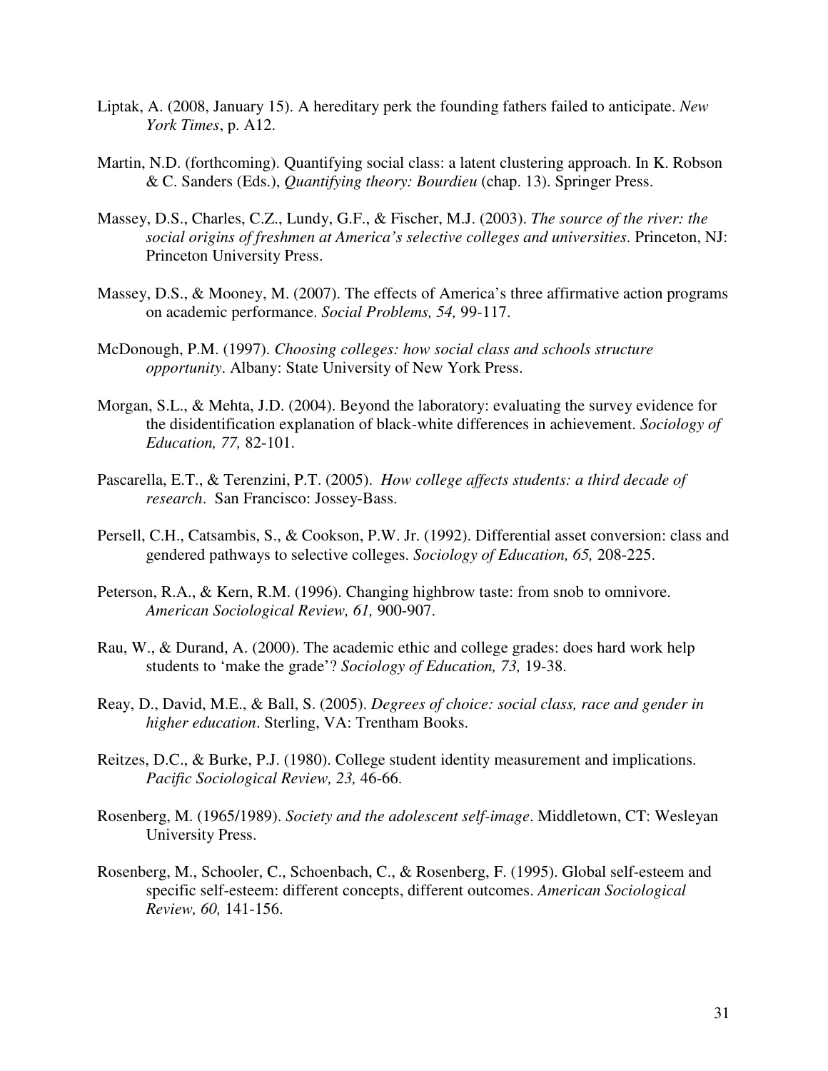Liptak, A. (2008, January 15). A hereditary perk the founding fathers failed to anticipate. *New York Times*, p. A12.

Martin, N.D. (forthcoming). Quantifying social class: a latent clustering approach. In K. Robson & C. Sanders (Eds.), *Quantifying theory: Bourdieu* (chap. 13). Springer Press.

Massey, D.S., Charles, C.Z., Lundy, G.F., & Fischer, M.J. (2003). *The source of the river: the social origins of freshmen at America's selective colleges and universities*. Princeton, NJ: Princeton University Press.

Massey, D.S., & Mooney, M. (2007). The effects of America's three affirmative action programs on academic performance. *Social Problems, 54,* 99-117.

McDonough, P.M. (1997). *Choosing colleges: how social class and schools structure opportunity*. Albany: State University of New York Press.

Morgan, S.L., & Mehta, J.D. (2004). Beyond the laboratory: evaluating the survey evidence for the disidentification explanation of black-white differences in achievement. *Sociology of Education, 77,* 82-101.

Pascarella, E.T., & Terenzini, P.T. (2005). *How college affects students: a third decade of research*. San Francisco: Jossey-Bass.

Persell, C.H., Catsambis, S., & Cookson, P.W. Jr. (1992). Differential asset conversion: class and gendered pathways to selective colleges. *Sociology of Education, 65,* 208-225.

Peterson, R.A., & Kern, R.M. (1996). Changing highbrow taste: from snob to omnivore. *American Sociological Review, 61,* 900-907.

Rau, W., & Durand, A. (2000). The academic ethic and college grades: does hard work help students to 'make the grade'? *Sociology of Education, 73,* 19-38.

Reay, D., David, M.E., & Ball, S. (2005). *Degrees of choice: social class, race and gender in higher education*. Sterling, VA: Trentham Books.

Reitzes, D.C., & Burke, P.J. (1980). College student identity measurement and implications. *Pacific Sociological Review, 23,* 46-66.

Rosenberg, M. (1965/1989). *Society and the adolescent self-image*. Middletown, CT: Wesleyan University Press.

Rosenberg, M., Schooler, C., Schoenbach, C., & Rosenberg, F. (1995). Global self-esteem and specific self-esteem: different concepts, different outcomes. *American Sociological Review, 60,* 141-156.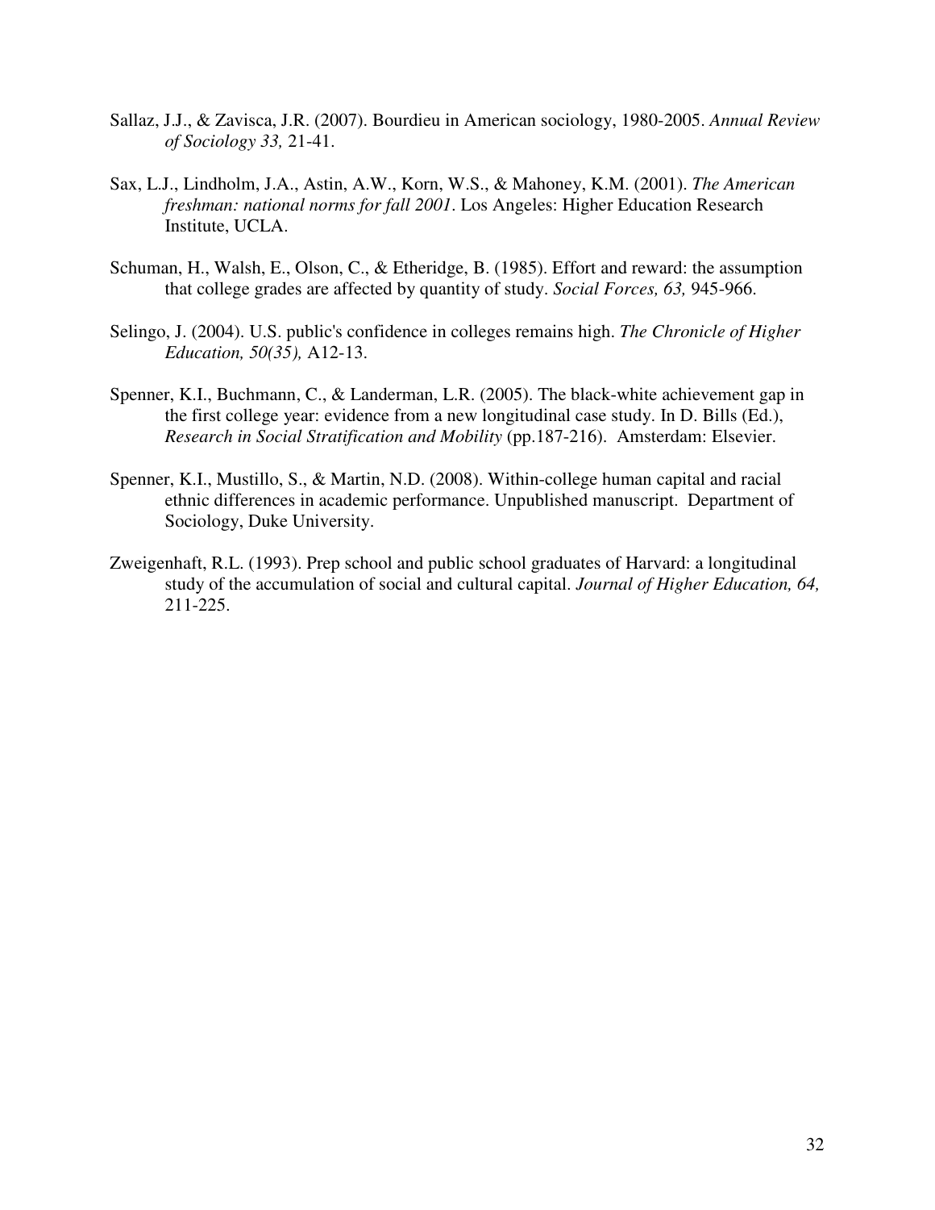Sallaz, J.J., & Zavisca, J.R. (2007). Bourdieu in American sociology, 1980-2005. *Annual Review of Sociology 33,* 21-41.

Sax, L.J., Lindholm, J.A., Astin, A.W., Korn, W.S., & Mahoney, K.M. (2001). *The American freshman: national norms for fall 2001*. Los Angeles: Higher Education Research Institute, UCLA.

Schuman, H., Walsh, E., Olson, C., & Etheridge, B. (1985). Effort and reward: the assumption that college grades are affected by quantity of study. *Social Forces, 63,* 945-966.

Selingo, J. (2004). U.S. public's confidence in colleges remains high. *The Chronicle of Higher Education, 50(35),* A12-13.

Spenner, K.I., Buchmann, C., & Landerman, L.R. (2005). The black-white achievement gap in the first college year: evidence from a new longitudinal case study. In D. Bills (Ed.), *Research in Social Stratification and Mobility* (pp.187-216). Amsterdam: Elsevier.

Spenner, K.I., Mustillo, S., & Martin, N.D. (2008). Within-college human capital and racial ethnic differences in academic performance. Unpublished manuscript. Department of Sociology, Duke University.

Zweigenhaft, R.L. (1993). Prep school and public school graduates of Harvard: a longitudinal study of the accumulation of social and cultural capital. *Journal of Higher Education, 64,* 211-225.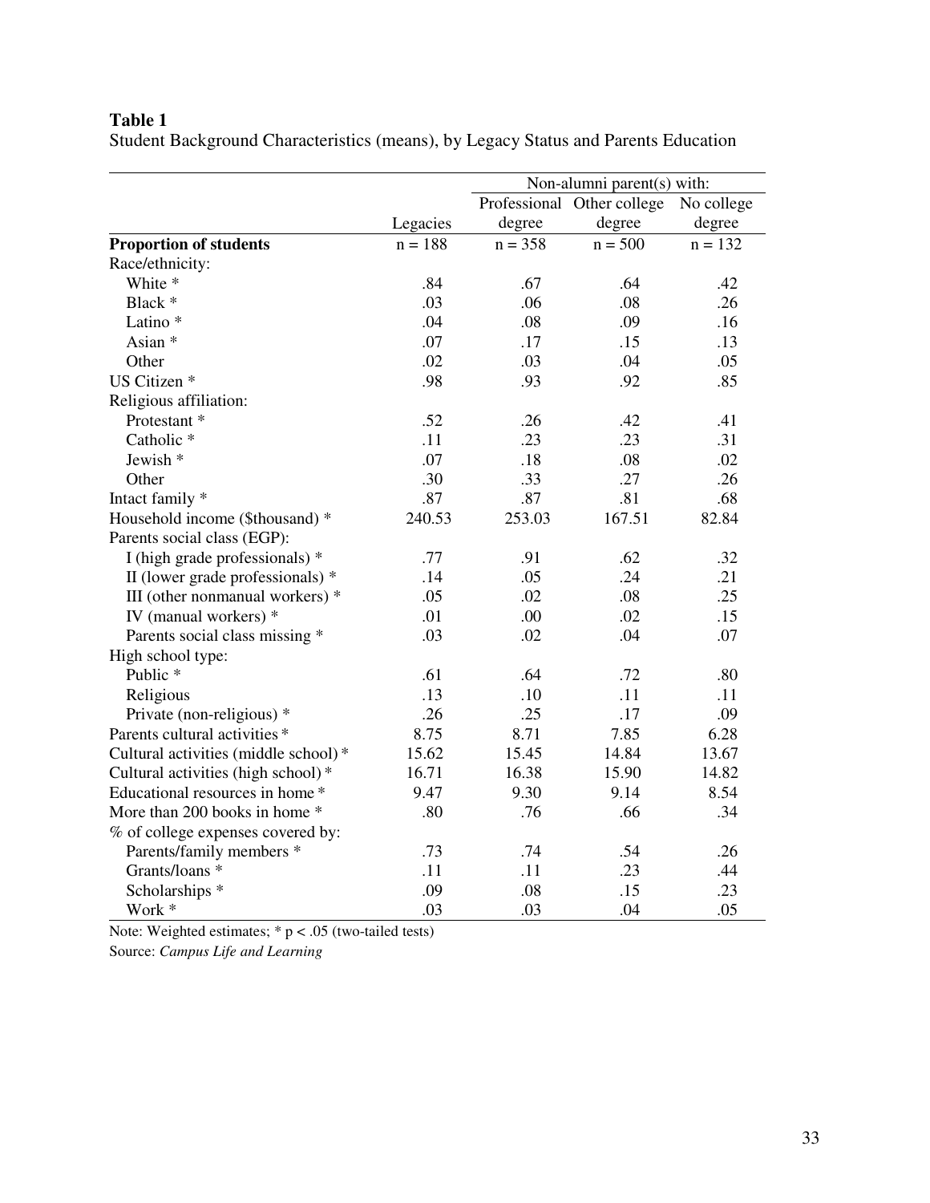**Table 1**

Student Background Characteristics (means), by Legacy Status and Parents Education

| | | Non-alumni parent(s) with: | | |
|---|---|---|---|---|
| | Legacies | Professional degree | Other college degree | No college degree |
| **Proportion of students** | n = 188 | n = 358 | n = 500 | n = 132 |
| Race/ethnicity: | | | | |
| White * | .84 | .67 | .64 | .42 |
| Black * | .03 | .06 | .08 | .26 |
| Latino * | .04 | .08 | .09 | .16 |
| Asian * | .07 | .17 | .15 | .13 |
| Other | .02 | .03 | .04 | .05 |
| US Citizen * | .98 | .93 | .92 | .85 |
| Religious affiliation: | | | | |
| Protestant * | .52 | .26 | .42 | .41 |
| Catholic * | .11 | .23 | .23 | .31 |
| Jewish * | .07 | .18 | .08 | .02 |
| Other | .30 | .33 | .27 | .26 |
| Intact family * | .87 | .87 | .81 | .68 |
| Household income ($thousand) * | 240.53 | 253.03 | 167.51 | 82.84 |
| Parents social class (EGP): | | | | |
| I (high grade professionals) * | .77 | .91 | .62 | .32 |
| II (lower grade professionals) * | .14 | .05 | .24 | .21 |
| III (other nonmanual workers) * | .05 | .02 | .08 | .25 |
| IV (manual workers) * | .01 | .00 | .02 | .15 |
| Parents social class missing * | .03 | .02 | .04 | .07 |
| High school type: | | | | |
| Public * | .61 | .64 | .72 | .80 |
| Religious | .13 | .10 | .11 | .11 |
| Private (non-religious) * | .26 | .25 | .17 | .09 |
| Parents cultural activities * | 8.75 | 8.71 | 7.85 | 6.28 |
| Cultural activities (middle school) * | 15.62 | 15.45 | 14.84 | 13.67 |
| Cultural activities (high school) * | 16.71 | 16.38 | 15.90 | 14.82 |
| Educational resources in home * | 9.47 | 9.30 | 9.14 | 8.54 |
| More than 200 books in home * | .80 | .76 | .66 | .34 |
| % of college expenses covered by: | | | | |
| Parents/family members * | .73 | .74 | .54 | .26 |
| Grants/loans * | .11 | .11 | .23 | .44 |
| Scholarships * | .09 | .08 | .15 | .23 |
| Work * | .03 | .03 | .04 | .05 |

Note: Weighted estimates; * $p < .05$ (two-tailed tests)

Source: *Campus Life and Learning*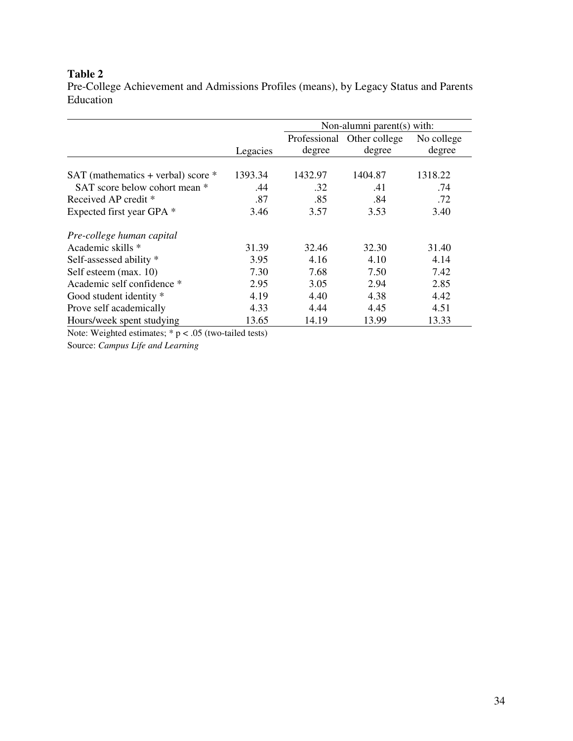**Table 2**
Pre-College Achievement and Admissions Profiles (means), by Legacy Status and Parents Education

| | | Non-alumni parent(s) with: | | |
|---|---|---|---|---|
| | Legacies | Professional degree | Other college degree | No college degree |
| SAT (mathematics + verbal) score * | 1393.34 | 1432.97 | 1404.87 | 1318.22 |
| SAT score below cohort mean * | .44 | .32 | .41 | .74 |
| Received AP credit * | .87 | .85 | .84 | .72 |
| Expected first year GPA * | 3.46 | 3.57 | 3.53 | 3.40 |
| *Pre-college human capital* | | | | |
| Academic skills * | 31.39 | 32.46 | 32.30 | 31.40 |
| Self-assessed ability * | 3.95 | 4.16 | 4.10 | 4.14 |
| Self esteem (max. 10) | 7.30 | 7.68 | 7.50 | 7.42 |
| Academic self confidence * | 2.95 | 3.05 | 2.94 | 2.85 |
| Good student identity * | 4.19 | 4.40 | 4.38 | 4.42 |
| Prove self academically | 4.33 | 4.44 | 4.45 | 4.51 |
| Hours/week spent studying | 13.65 | 14.19 | 13.99 | 13.33 |

Note: Weighted estimates; * $p < .05$ (two-tailed tests)

Source: *Campus Life and Learning*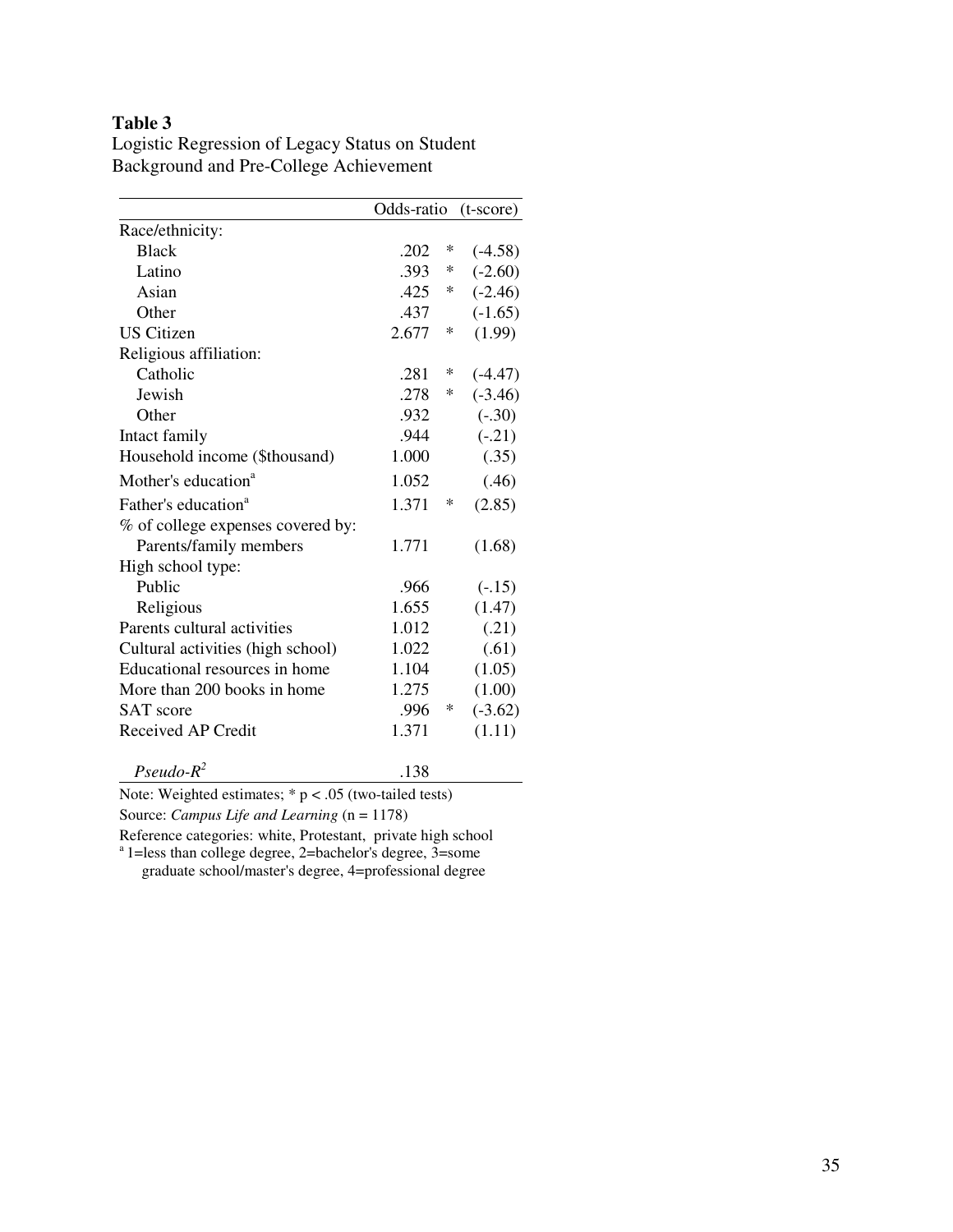**Table 3**

Logistic Regression of Legacy Status on Student Background and Pre-College Achievement

| | Odds-ratio | | (t-score) |
|---|---|---|---|
| Race/ethnicity: | | | |
| Black | .202 | * | (-4.58) |
| Latino | .393 | * | (-2.60) |
| Asian | .425 | * | (-2.46) |
| Other | .437 | | (-1.65) |
| US Citizen | 2.677 | * | (1.99) |
| Religious affiliation: | | | |
| Catholic | .281 | * | (-4.47) |
| Jewish | .278 | * | (-3.46) |
| Other | .932 | | (-.30) |
| Intact family | .944 | | (-.21) |
| Household income ($thousand) | 1.000 | | (.35) |
| Mother's education[a] | 1.052 | | (.46) |
| Father's education[a] | 1.371 | * | (2.85) |
| % of college expenses covered by: | | | |
| Parents/family members | 1.771 | | (1.68) |
| High school type: | | | |
| Public | .966 | | (-.15) |
| Religious | 1.655 | | (1.47) |
| Parents cultural activities | 1.012 | | (.21) |
| Cultural activities (high school) | 1.022 | | (.61) |
| Educational resources in home | 1.104 | | (1.05) |
| More than 200 books in home | 1.275 | | (1.00) |
| SAT score | .996 | * | (-3.62) |
| Received AP Credit | 1.371 | | (1.11) |
| *Pseudo-$R^2$* | .138 | | |

Note: Weighted estimates; * $p < .05$ (two-tailed tests)

Source: *Campus Life and Learning* (n = 1178)

Reference categories: white, Protestant, private high school

[a] 1=less than college degree, 2=bachelor's degree, 3=some graduate school/master's degree, 4=professional degree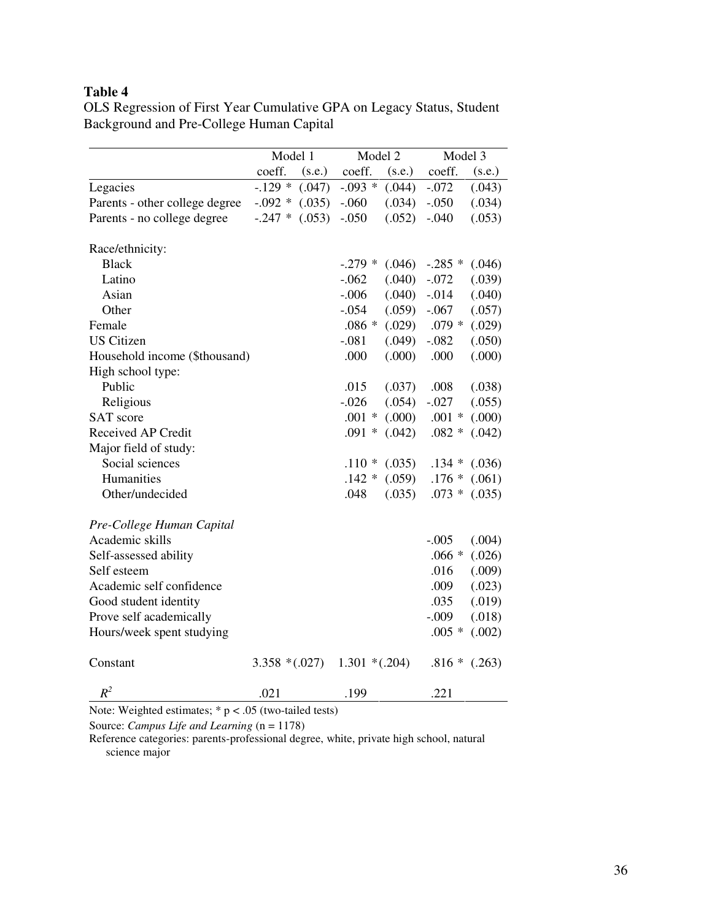**Table 4**

OLS Regression of First Year Cumulative GPA on Legacy Status, Student Background and Pre-College Human Capital

| | Model 1 | | Model 2 | | Model 3 | |
|---|---|---|---|---|---|---|
| | coeff. | (s.e.) | coeff. | (s.e.) | coeff. | (s.e.) |
| Legacies | -.129 * | (.047) | -.093 * | (.044) | -.072 | (.043) |
| Parents - other college degree | -.092 * | (.035) | -.060 | (.034) | -.050 | (.034) |
| Parents - no college degree | -.247 * | (.053) | -.050 | (.052) | -.040 | (.053) |
| | | | | | | |
| Race/ethnicity: | | | | | | |
| Black | | | -.279 * | (.046) | -.285 * | (.046) |
| Latino | | | -.062 | (.040) | -.072 | (.039) |
| Asian | | | -.006 | (.040) | -.014 | (.040) |
| Other | | | -.054 | (.059) | -.067 | (.057) |
| Female | | | .086 * | (.029) | .079 * | (.029) |
| US Citizen | | | -.081 | (.049) | -.082 | (.050) |
| Household income ($thousand) | | | .000 | (.000) | .000 | (.000) |
| High school type: | | | | | | |
| Public | | | .015 | (.037) | .008 | (.038) |
| Religious | | | -.026 | (.054) | -.027 | (.055) |
| SAT score | | | .001 * | (.000) | .001 * | (.000) |
| Received AP Credit | | | .091 * | (.042) | .082 * | (.042) |
| Major field of study: | | | | | | |
| Social sciences | | | .110 * | (.035) | .134 * | (.036) |
| Humanities | | | .142 * | (.059) | .176 * | (.061) |
| Other/undecided | | | .048 | (.035) | .073 * | (.035) |
| | | | | | | |
| *Pre-College Human Capital* | | | | | | |
| Academic skills | | | | | -.005 | (.004) |
| Self-assessed ability | | | | | .066 * | (.026) |
| Self esteem | | | | | .016 | (.009) |
| Academic self confidence | | | | | .009 | (.023) |
| Good student identity | | | | | .035 | (.019) |
| Prove self academically | | | | | -.009 | (.018) |
| Hours/week spent studying | | | | | .005 * | (.002) |
| | | | | | | |
| Constant | 3.358 * | (.027) | 1.301 * | (.204) | .816 * | (.263) |
| | | | | | | |
| $R^2$ | .021 | | .199 | | .221 | |

Note: Weighted estimates; * $p < .05$ (two-tailed tests)

Source: *Campus Life and Learning* (n = 1178)

Reference categories: parents-professional degree, white, private high school, natural science major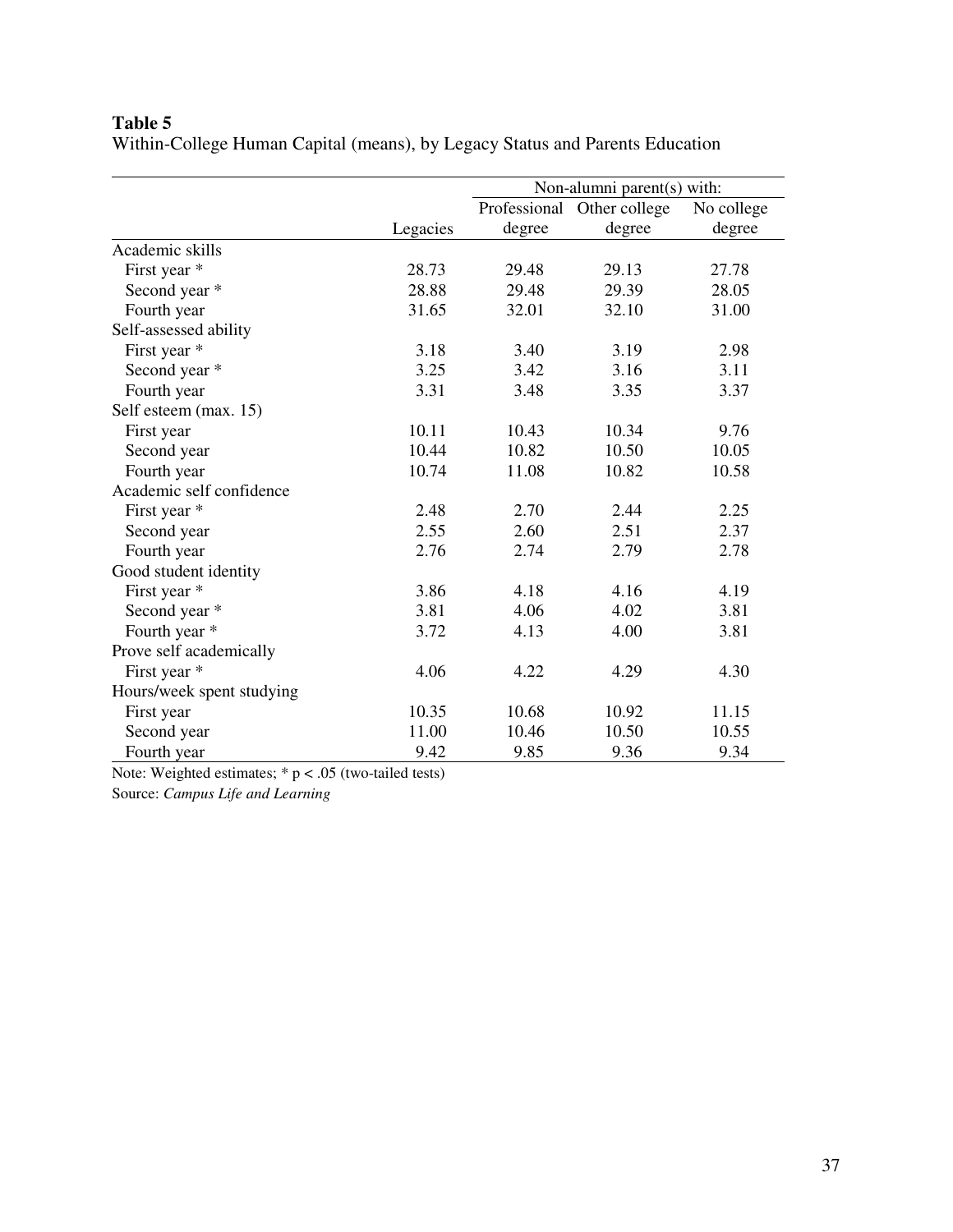**Table 5**
Within-College Human Capital (means), by Legacy Status and Parents Education

| | | Non-alumni parent(s) with: | | |
|---|---|---|---|---|
| | Legacies | Professional degree | Other college degree | No college degree |
| Academic skills | | | | |
| First year * | 28.73 | 29.48 | 29.13 | 27.78 |
| Second year * | 28.88 | 29.48 | 29.39 | 28.05 |
| Fourth year | 31.65 | 32.01 | 32.10 | 31.00 |
| Self-assessed ability | | | | |
| First year * | 3.18 | 3.40 | 3.19 | 2.98 |
| Second year * | 3.25 | 3.42 | 3.16 | 3.11 |
| Fourth year | 3.31 | 3.48 | 3.35 | 3.37 |
| Self esteem (max. 15) | | | | |
| First year | 10.11 | 10.43 | 10.34 | 9.76 |
| Second year | 10.44 | 10.82 | 10.50 | 10.05 |
| Fourth year | 10.74 | 11.08 | 10.82 | 10.58 |
| Academic self confidence | | | | |
| First year * | 2.48 | 2.70 | 2.44 | 2.25 |
| Second year | 2.55 | 2.60 | 2.51 | 2.37 |
| Fourth year | 2.76 | 2.74 | 2.79 | 2.78 |
| Good student identity | | | | |
| First year * | 3.86 | 4.18 | 4.16 | 4.19 |
| Second year * | 3.81 | 4.06 | 4.02 | 3.81 |
| Fourth year * | 3.72 | 4.13 | 4.00 | 3.81 |
| Prove self academically | | | | |
| First year * | 4.06 | 4.22 | 4.29 | 4.30 |
| Hours/week spent studying | | | | |
| First year | 10.35 | 10.68 | 10.92 | 11.15 |
| Second year | 11.00 | 10.46 | 10.50 | 10.55 |
| Fourth year | 9.42 | 9.85 | 9.36 | 9.34 |

Note: Weighted estimates; * $p < .05$ (two-tailed tests)

Source: *Campus Life and Learning*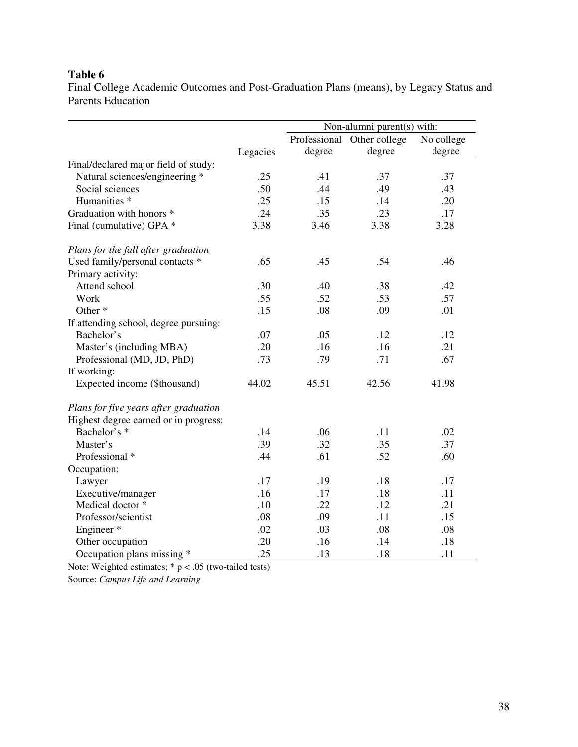**Table 6**

Final College Academic Outcomes and Post-Graduation Plans (means), by Legacy Status and Parents Education

| | | Non-alumni parent(s) with: | | |
|---|---|---|---|---|
| | Legacies | Professional degree | Other college degree | No college degree |
| Final/declared major field of study: | | | | |
| Natural sciences/engineering * | .25 | .41 | .37 | .37 |
| Social sciences | .50 | .44 | .49 | .43 |
| Humanities * | .25 | .15 | .14 | .20 |
| Graduation with honors * | .24 | .35 | .23 | .17 |
| Final (cumulative) GPA * | 3.38 | 3.46 | 3.38 | 3.28 |
| *Plans for the fall after graduation* | | | | |
| Used family/personal contacts * | .65 | .45 | .54 | .46 |
| Primary activity: | | | | |
| Attend school | .30 | .40 | .38 | .42 |
| Work | .55 | .52 | .53 | .57 |
| Other * | .15 | .08 | .09 | .01 |
| If attending school, degree pursuing: | | | | |
| Bachelor's | .07 | .05 | .12 | .12 |
| Master's (including MBA) | .20 | .16 | .16 | .21 |
| Professional (MD, JD, PhD) | .73 | .79 | .71 | .67 |
| If working: | | | | |
| Expected income ($thousand) | 44.02 | 45.51 | 42.56 | 41.98 |
| *Plans for five years after graduation* | | | | |
| Highest degree earned or in progress: | | | | |
| Bachelor's * | .14 | .06 | .11 | .02 |
| Master's | .39 | .32 | .35 | .37 |
| Professional * | .44 | .61 | .52 | .60 |
| Occupation: | | | | |
| Lawyer | .17 | .19 | .18 | .17 |
| Executive/manager | .16 | .17 | .18 | .11 |
| Medical doctor * | .10 | .22 | .12 | .21 |
| Professor/scientist | .08 | .09 | .11 | .15 |
| Engineer * | .02 | .03 | .08 | .08 |
| Other occupation | .20 | .16 | .14 | .18 |
| Occupation plans missing * | .25 | .13 | .18 | .11 |

Note: Weighted estimates; * $p < .05$ (two-tailed tests)

Source: *Campus Life and Learning*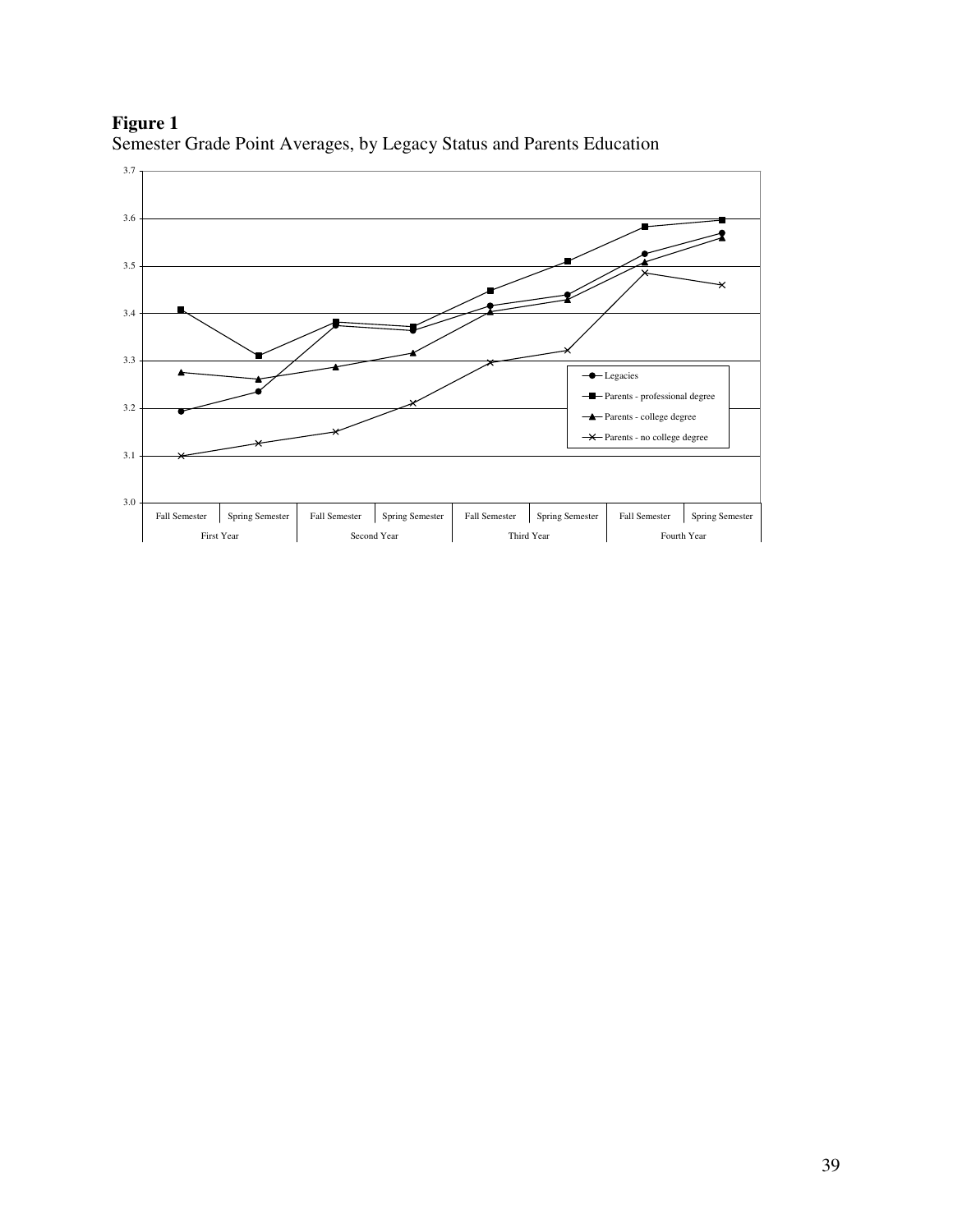**Figure 1**
Semester Grade Point Averages, by Legacy Status and Parents Education

3.7
3.6
3.5
3.4
3.3
3.2
3.1
3.0

Fall Semester
Spring Semester
Fall Semester
Spring Semester
Fall Semester
Spring Semester
Fall Semester
Spring Semester

First Year
Second Year
Third Year
Fourth Year

Legacies
Parents - professional degree
Parents - college degree
Parents - no college degree